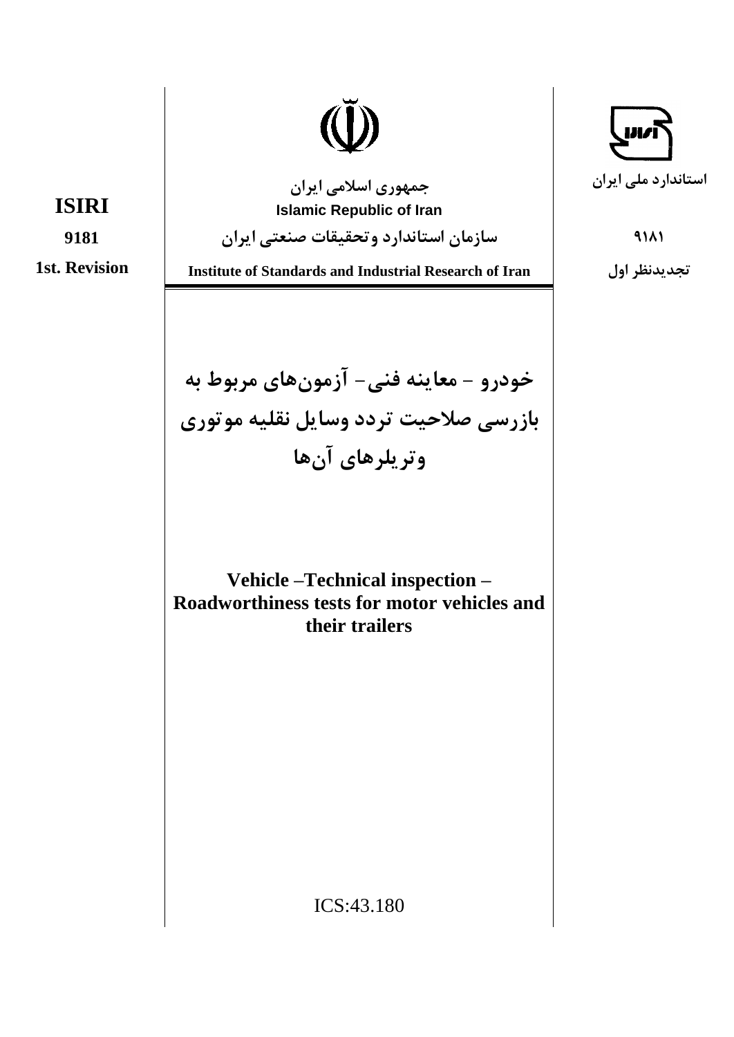استاندارد ملی ایران

۹۱۸۱

تجدیدنظر اول

جمهوری اسلامی ایران

Islamic Republic of Iran

سازمان استاندارد و تحقیقات صنعتی ایران

Institute of Standards and Industrial Research of Iran

**ISIRI**

**9181**

**1st. Revision**

# خودرو – معاینه فنی- آزمون‌های مربوط به بازرسی صلاحیت تردد وسایل نقلیه موتوری و تریلرهای آن‌ها

# Vehicle –Technical inspection – Roadworthiness tests for motor vehicles and their trailers

ICS:43.180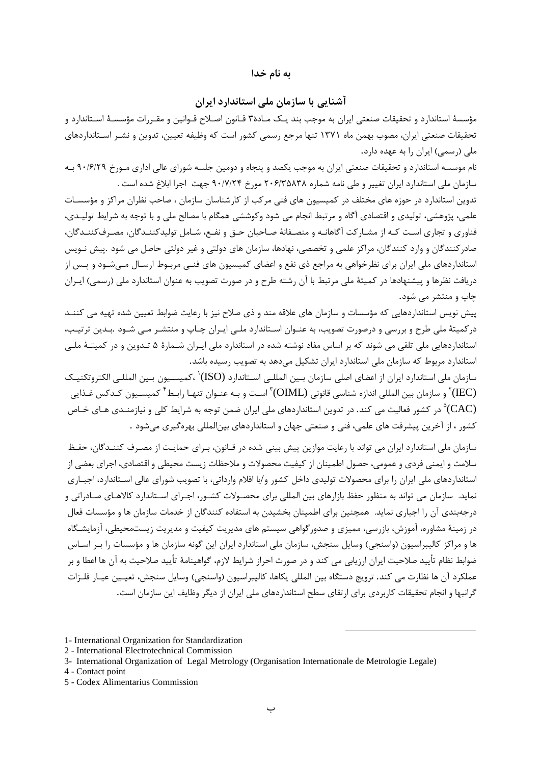**به نام خدا**

## آشنایی با سازمان ملی استاندارد ایران

مؤسسهٔ استاندارد و تحقیقات صنعتی ایران به موجب بند یک مادهٔ۳ قانون اصلاح قوانین و مقررات مؤسسهٔ استاندارد و تحقیقات صنعتی ایران، مصوب بهمن ماه ۱۳۷۱ تنها مرجع رسمی کشور است که وظیفه تعیین، تدوین و نشر استانداردهای ملی (رسمی) ایران را به عهده دارد.

نام موسسه استاندارد و تحقیقات صنعتی ایران به موجب یکصد و پنجاه و دومین جلسه شورای عالی اداری مورخ ۹۰/۶/۲۹ به سازمان ملی استاندارد ایران تغییر و طی نامه شماره ۲۰۶/۳۵۸۳۸ مورخ ۹۰/۷/۲۴ جهت اجرا ابلاغ شده است .

تدوین استاندارد در حوزه های مختلف در کمیسیون های فنی مرکب از کارشناسان سازمان ، صاحب نظران مراکز و مؤسسات علمی، پژوهشی، تولیدی و اقتصادی آگاه و مرتبط انجام می شود وکوششی همگام با مصالح ملی و با توجه به شرایط تولیدی، فناوری و تجاری است که از مشارکت آگاهانه و منصفانهٔ صاحبان حق و نفع، شامل تولیدکنندگان، مصرف‌کنندگان، صادرکنندگان و وارد کنندگان، مراکز علمی و تخصصی، نهادها، سازمان های دولتی و غیر دولتی حاصل می شود .پیش نویس استانداردهای ملی ایران برای نظرخواهی به مراجع ذی نفع و اعضای کمیسیون های فنی مربوط ارسال می‌شود و پس از دریافت نظرها و پیشنهادها در کمیتهٔ ملی مرتبط با آن رشته طرح و در صورت تصویب به عنوان استاندارد ملی (رسمی) ایران چاپ و منتشر می شود.

پیش نویس استانداردهایی که مؤسسات و سازمان های علاقه مند و ذی صلاح نیز با رعایت ضوابط تعیین شده تهیه می کنند درکمیتهٔ ملی طرح و بررسی و درصورت تصویب، به عنوان استاندارد ملی ایران چاپ و منتشر می شود .بدین ترتیب، استانداردهایی ملی تلقی می شوند که بر اساس مفاد نوشته شده در استاندارد ملی ایران شمارهٔ ۵ تدوین و در کمیتهٔ ملی استاندارد مربوط که سازمان ملی استاندارد ایران تشکیل می‌دهد به تصویب رسیده باشد.

سازمان ملی استاندارد ایران از اعضای اصلی سازمان بین المللی استاندارد (ISO)[1] ،کمیسیون بین المللی الکتروتکنیک (IEC)[2] و سازمان بین المللی اندازه شناسی قانونی (OIML)[3] است و به عنوان تنها رابط[4] کمیسیون کدکس غذایی (CAC)[5] در کشور فعالیت می کند. در تدوین استانداردهای ملی ایران ضمن توجه به شرایط کلی و نیازمندی های خاص کشور ، از آخرین پیشرفت های علمی، فنی و صنعتی جهان و استانداردهای بین‌المللی بهره‌گیری می‌شود .

سازمان ملی استاندارد ایران می تواند با رعایت موازین پیش بینی شده در قانون، برای حمایت از مصرف کنندگان، حفظ سلامت و ایمنی فردی و عمومی، حصول اطمینان از کیفیت محصولات و ملاحظات زیست محیطی و اقتصادی، اجرای بعضی از استانداردهای ملی ایران را برای محصولات تولیدی داخل کشور و/یا اقلام وارداتی، با تصویب شورای عالی استاندارد، اجباری نماید. سازمان می تواند به منظور حفظ بازارهای بین المللی برای محصولات کشور، اجرای استاندارد کالاهای صادراتی و درجه‌بندی آن را اجباری نماید. همچنین برای اطمینان بخشیدن به استفاده کنندگان از خدمات سازمان ها و مؤسسات فعال در زمینهٔ مشاوره، آموزش، بازرسی، ممیزی و صدورگواهی سیستم های مدیریت کیفیت و مدیریت زیست‌محیطی، آزمایشگاه ها و مراکز کالیبراسیون (واسنجی) وسایل سنجش، سازمان ملی استاندارد ایران این گونه سازمان ها و مؤسسات را بر اساس ضوابط نظام تأیید صلاحیت ایران ارزیابی می کند و در صورت احراز شرایط لازم، گواهینامهٔ تأیید صلاحیت به آن ها اعطا و بر عملکرد آن ها نظارت می کند. ترویج دستگاه بین المللی یکاها، کالیبراسیون (واسنجی) وسایل سنجش، تعیین عیار فلزات گرانبها و انجام تحقیقات کاربردی برای ارتقای سطح استانداردهای ملی ایران از دیگر وظایف این سازمان است.

---

1- International Organization for Standardization

2 - International Electrotechnical Commission

3- International Organization of Legal Metrology (Organisation Internationale de Metrologie Legale)

4 - Contact point

5 - Codex Alimentarius Commission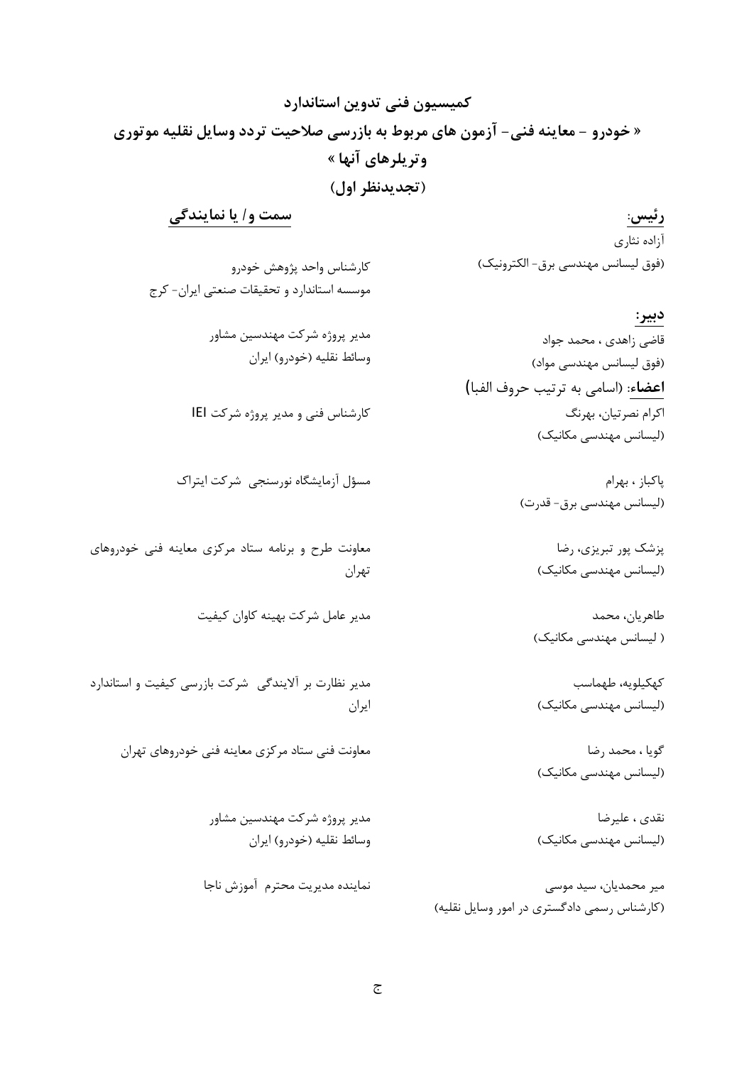## کمیسیون فنی تدوین استاندارد

## « خودرو – معاینه فنی– آزمون های مربوط به بازرسی صلاحیت تردد وسایل نقلیه موتوری وتریلرهای آنها »

## (تجدیدنظر اول)

| **رئیس:** | **سمت و/ یا نمایندگی** |
| --- | --- |
| آزاده نثاری (فوق لیسانس مهندسی برق- الکترونیک) | کارشناس واحد پژوهش خودرو موسسه استاندارد و تحقیقات صنعتی ایران- کرج |
| **دبیر:** | |
| قاضی زاهدی ، محمد جواد (فوق لیسانس مهندسی مواد) | مدیر پروژه شرکت مهندسین مشاور وسائط نقلیه (خودرو) ایران |
| **اعضاء:** (اسامی به ترتیب حروف الفبا) | |
| اکرام نصرتیان، بهرنگ (لیسانس مهندسی مکانیک) | کارشناس فنی و مدیر پروژه شرکت IEI |
| پاکباز ، بهرام (لیسانس مهندسی برق- قدرت) | مسؤل آزمایشگاه نورسنجی شرکت ایتراک |
| پزشک پور تبریزی، رضا (لیسانس مهندسی مکانیک) | معاونت طرح و برنامه ستاد مرکزی معاینه فنی خودروهای تهران |
| طاهریان، محمد ( لیسانس مهندسی مکانیک) | مدیر عامل شرکت بهینه کاوان کیفیت |
| کهکیلویه، طهماسب (لیسانس مهندسی مکانیک) | مدیر نظارت بر آلایندگی شرکت بازرسی کیفیت و استاندارد ایران |
| گویا ، محمد رضا (لیسانس مهندسی مکانیک) | معاونت فنی ستاد مرکزی معاینه فنی خودروهای تهران |
| نقدی ، علیرضا (لیسانس مهندسی مکانیک) | مدیر پروژه شرکت مهندسین مشاور وسائط نقلیه (خودرو) ایران |
| میر محمدیان، سید موسی (کارشناس رسمی دادگستری در امور وسایل نقلیه) | نماینده مدیریت محترم آموزش ناجا |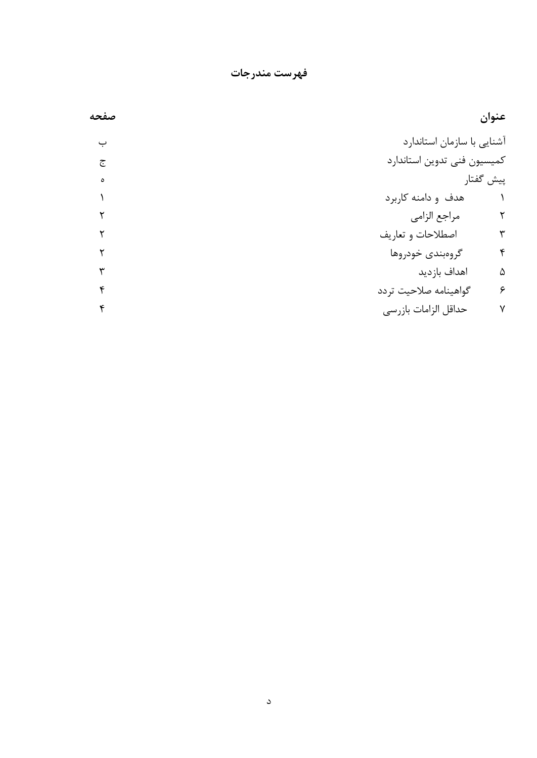## فهرست مندرجات

| عنوان | صفحه |
|---|---|
| آشنایی با سازمان استاندارد | ب |
| کمیسیون فنی تدوین استاندارد | ج |
| پیش گفتار | ه |
| ۱ هدف و دامنه کاربرد | ۱ |
| ۲ مراجع الزامی | ۲ |
| ۳ اصطلاحات و تعاریف | ۲ |
| ۴ گروه‌بندی خودروها | ۲ |
| ۵ اهداف بازدید | ۳ |
| ۶ گواهینامه صلاحیت تردد | ۴ |
| ۷ حداقل الزامات بازرسی | ۴ |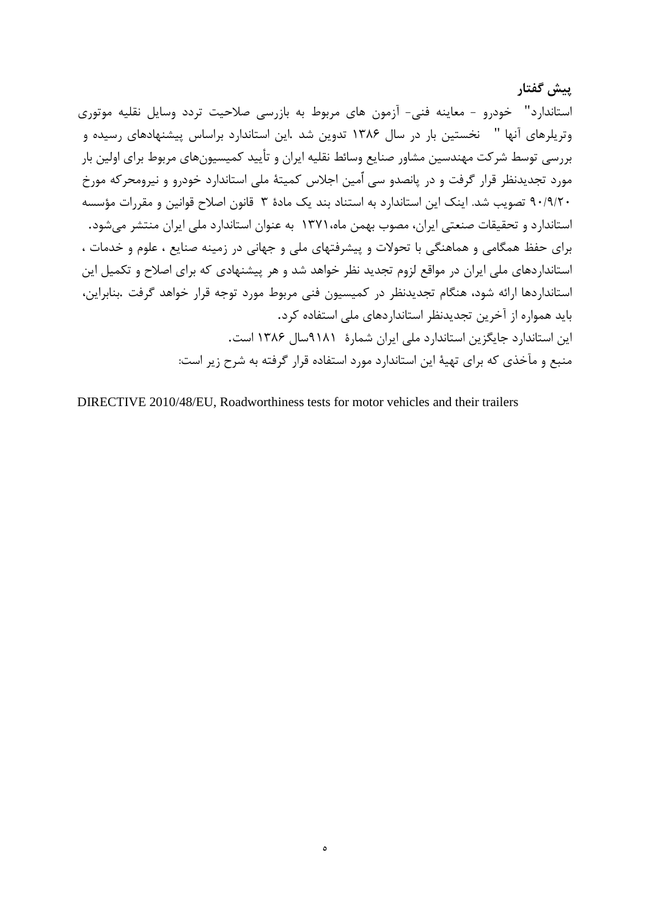## پیش گفتار

استاندارد" خودرو - معاینه فنی- آزمون های مربوط به بازرسی صلاحیت تردد وسایل نقلیه موتوری وتریلرهای آنها " نخستین بار در سال ۱۳۸۶ تدوین شد .این استاندارد براساس پیشنهادهای رسیده و بررسی توسط شرکت مهندسین مشاور صنایع وسائط نقلیه ایران و تأیید کمیسیون‌های مربوط برای اولین بار مورد تجدیدنظر قرار گرفت و در پانصدو سی اًمین اجلاس کمیتهٔ ملی استاندارد خودرو و نیرومحرکه مورخ ۹۰/۹/۲۰ تصویب شد. اینک این استاندارد به استناد بند یک مادهٔ ۳ قانون اصلاح قوانین و مقررات مؤسسه استاندارد و تحقیقات صنعتی ایران، مصوب بهمن ماه،۱۳۷۱ به عنوان استاندارد ملی ایران منتشر می‌شود.

برای حفظ همگامی و هماهنگی با تحولات و پیشرفتهای ملی و جهانی در زمینه صنایع ، علوم و خدمات ، استانداردهای ملی ایران در مواقع لزوم تجدید نظر خواهد شد و هر پیشنهادی که برای اصلاح و تکمیل این استانداردها ارائه شود، هنگام تجدیدنظر در کمیسیون فنی مربوط مورد توجه قرار خواهد گرفت .بنابراین، باید همواره از آخرین تجدیدنظر استانداردهای ملی استفاده کرد.

این استاندارد جایگزین استاندارد ملی ایران شمارهٔ ۹۱۸۱سال ۱۳۸۶ است.

منبع و مآخذی که برای تهیهٔ این استاندارد مورد استفاده قرار گرفته به شرح زیر است:

DIRECTIVE 2010/48/EU, Roadworthiness tests for motor vehicles and their trailers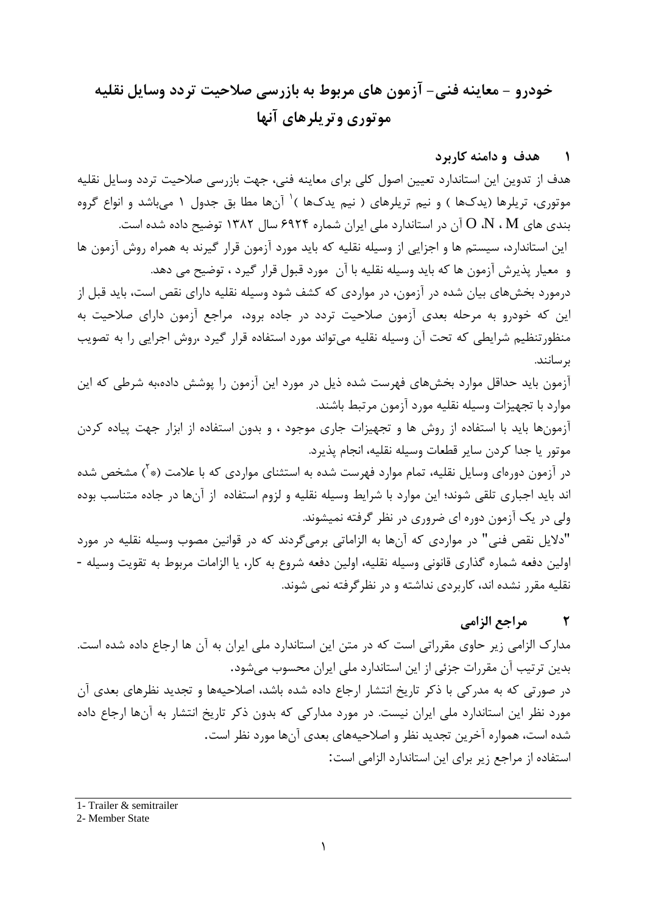# خودرو - معاینه فنی- آزمون های مربوط به بازرسی صلاحیت تردد وسایل نقلیه موتوری وتریلرهای آنها

## ۱ هدف و دامنه کاربرد

هدف از تدوین این استاندارد تعیین اصول کلی برای معاینه فنی، جهت بازرسی صلاحیت تردد وسایل نقلیه موتوری، تریلرها (یدک‌ها ) و نیم تریلرهای ( نیم یدک‌ها )[1] آن‌ها مطا بق جدول ۱ می‌باشد و انواع گروه بندی های M ، N، O آن در استاندارد ملی ایران شماره ۶۹۲۴ سال ۱۳۸۲ توضیح داده شده است.

این استاندارد، سیستم ها و اجزایی از وسیله نقلیه که باید مورد آزمون قرار گیرند به همراه روش آزمون ها و معیار پذیرش آزمون ها که باید وسیله نقلیه با آن مورد قبول قرار گیرد ، توضیح می دهد.

درمورد بخش‌های بیان شده در آزمون، در مواردی که کشف شود وسیله نقلیه دارای نقص است، باید قبل از این که خودرو به مرحله بعدی آزمون صلاحیت تردد در جاده برود، مراجع آزمون دارای صلاحیت به منظورتنظیم شرایطی که تحت آن وسیله نقلیه می‌تواند مورد استفاده قرار گیرد ،روش اجرایی را به تصویب برسانند.

آزمون باید حداقل موارد بخش‌های فهرست شده ذیل در مورد این آزمون را پوشش داده،به شرطی که این موارد با تجهیزات وسیله نقلیه مورد آزمون مرتبط باشند.

آزمون‌ها باید با استفاده از روش ها و تجهیزات جاری موجود ، و بدون استفاده از ابزار جهت پیاده کردن موتور یا جدا کردن سایر قطعات وسیله نقلیه، انجام پذیرد.

در آزمون دوره‌ای وسایل نقلیه، تمام موارد فهرست شده به استثنای مواردی که با علامت (*[2]) مشخص شده اند باید اجباری تلقی شوند؛ این موارد با شرایط وسیله نقلیه و لزوم استفاده از آن‌ها در جاده متناسب بوده ولی در یک آزمون دوره ای ضروری در نظر گرفته نمیشوند.

"دلایل نقص فنی" در مواردی که آن‌ها به الزاماتی برمی‌گردند که در قوانین مصوب وسیله نقلیه در مورد اولین دفعه شماره گذاری قانونی وسیله نقلیه، اولین دفعه شروع به کار، یا الزامات مربوط به تقویت وسیله - نقلیه مقرر نشده اند، کاربردی نداشته و در نظرگرفته نمی شوند.

## ۲ مراجع الزامی

مدارک الزامی زیر حاوی مقرراتی است که در متن این استاندارد ملی ایران به آن ها ارجاع داده شده است. بدین ترتیب آن مقررات جزئی از این استاندارد ملی ایران محسوب می‌شود.

در صورتی که به مدرکی با ذکر تاریخ انتشار ارجاع داده شده باشد، اصلاحیه‌ها و تجدید نظرهای بعدی آن مورد نظر این استاندارد ملی ایران نیست. در مورد مدارکی که بدون ذکر تاریخ انتشار به آن‌ها ارجاع داده شده است، همواره آخرین تجدید نظر و اصلاحیه‌های بعدی آن‌ها مورد نظر است.

استفاده از مراجع زیر برای این استاندارد الزامی است:

---

1- Trailer & semitrailer

2- Member State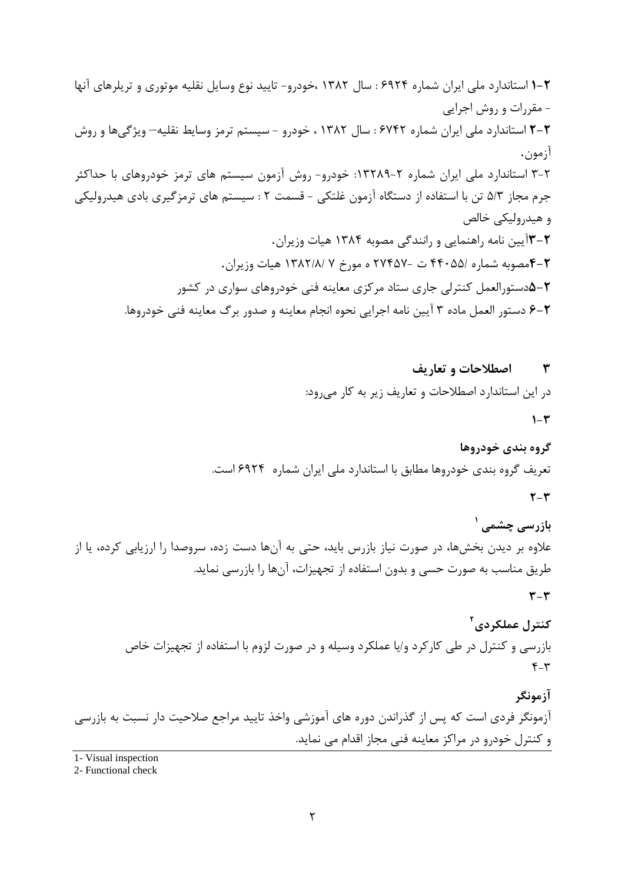**۲-۱** استاندارد ملی ایران شماره ۶۹۲۴ : سال ۱۳۸۲ ،خودرو- تایید نوع وسایل نقلیه موتوری و تریلرهای آنها - مقررات و روش اجرایی

**۲-۲** استاندارد ملی ایران شماره ۶۷۴۲ : سال ۱۳۸۲ ، خودرو - سیستم ترمز وسایط نقلیه– ویژگی‌ها و روش آزمون.

۲-۳ استاندارد ملی ایران شماره ۲-۱۳۲۸۹: خودرو- روش آزمون سیستم های ترمز خودروهای با حداکثر جرم مجاز ۵/۳ تن با استفاده از دستگاه آزمون غلتکی - قسمت ۲ : سیستم های ترمزگیری بادی هیدرولیکی و هیدرولیکی خالص

**۲-۳**آیین نامه راهنمایی و رانندگی مصوبه ۱۳۸۴ هیات وزیران.

**۲-۴**مصوبه شماره /۴۴۰۵۵ ت -۲۷۴۵۷ ه مورخ ۷ /۱۳۸۲/۸ هیات وزیران.

**۲-۵**دستورالعمل کنترلی جاری ستاد مرکزی معاینه فنی خودروهای سواری در کشور

**۲-۶** دستور العمل ماده ۳ آیین نامه اجرایی نحوه انجام معاینه و صدور برگ معاینه فنی خودروها.

## ۳ اصطلاحات و تعاریف

در این استاندارد اصطلاحات و تعاریف زیر به کار می‌رود:

**۳-۱**

**گروه بندی خودروها**

تعریف گروه بندی خودروها مطابق با استاندارد ملی ایران شماره ۶۹۲۴ است.

**۳-۲**

**بازرسی چشمی** [1]

علاوه بر دیدن بخش‌ها، در صورت نیاز بازرس باید، حتی به آن‌ها دست زده، سروصدا را ارزیابی کرده، یا از طریق مناسب به صورت حسی و بدون استفاده از تجهیزات، آن‌ها را بازرسی نماید.

**۳-۳**

**کنترل عملکردی**[2]

بازرسی و کنترل در طی کارکرد و/یا عملکرد وسیله و در صورت لزوم با استفاده از تجهیزات خاص

۳-۴

**آزمونگر**

آزمونگر فردی است که پس از گذراندن دوره های آموزشی واخذ تایید مراجع صلاحیت دار نسبت به بازرسی و کنترل خودرو در مراکز معاینه فنی مجاز اقدام می نماید.

1- Visual inspection
2- Functional check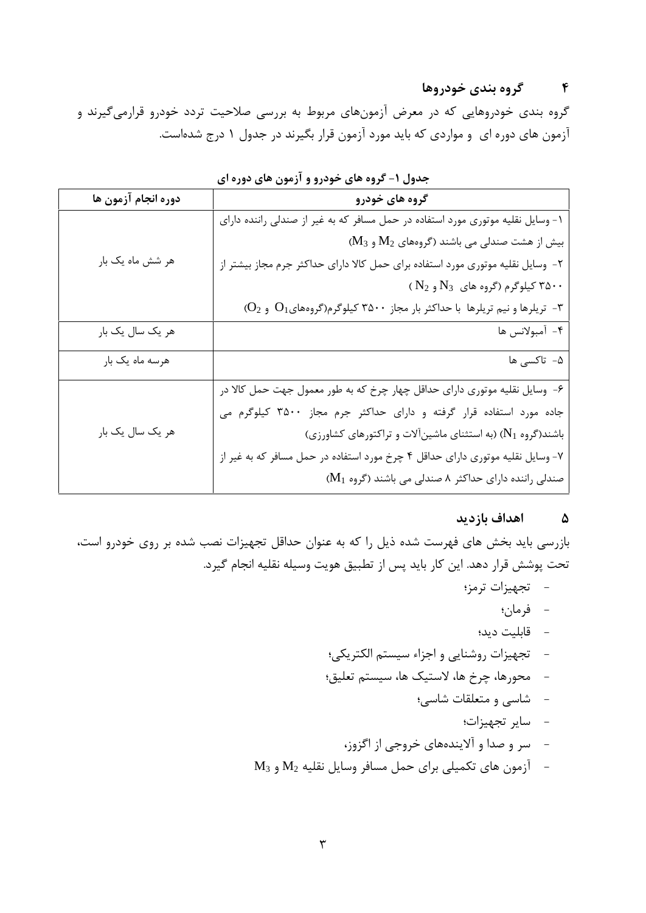## ۴ گروه بندی خودروها

گروه بندی خودروهایی که در معرض آزمون‌های مربوط به بررسی صلاحیت تردد خودرو قرارمی‌گیرند و آزمون های دوره ای و مواردی که باید مورد آزمون قرار بگیرند در جدول ۱ درج شده‌است.

**جدول ۱- گروه های خودرو و آزمون های دوره ای**

| گروه های خودرو | دوره انجام آزمون ها |
|---|---|
| ۱- وسایل نقلیه موتوری مورد استفاده در حمل مسافر که به غیر از صندلی راننده دارای بیش از هشت صندلی می باشند (گروه‌های $M_2$ و $M_3$)<br>۲- وسایل نقلیه موتوری مورد استفاده برای حمل کالا دارای حداکثر جرم مجاز بیشتر از ۳۵۰۰ کیلوگرم (گروه های $N_3$ و $N_2$ )<br>۳- تریلرها و نیم تریلرها با حداکثر بار مجاز ۳۵۰۰ کیلوگرم(گروه‌های$O_1$ و $O_2$) | هر شش ماه یک بار |
| ۴- آمبولانس ها | هر یک سال یک بار |
| ۵- تاکسی ها | هرسه ماه یک بار |
| ۶- وسایل نقلیه موتوری دارای حداقل چهار چرخ که به طور معمول جهت حمل کالا در جاده مورد استفاده قرار گرفته و دارای حداکثر جرم مجاز ۳۵۰۰ کیلوگرم می باشند(گروه $N_1$) (به استثنای ماشین‌آلات و تراکتورهای کشاورزی)<br>۷- وسایل نقلیه موتوری دارای حداقل ۴ چرخ مورد استفاده در حمل مسافر که به غیر از صندلی راننده دارای حداکثر ۸ صندلی می باشند (گروه $M_1$) | هر یک سال یک بار |

## ۵ اهداف بازدید

بازرسی باید بخش های فهرست شده ذیل را که به عنوان حداقل تجهیزات نصب شده بر روی خودرو است، تحت پوشش قرار دهد. این کار باید پس از تطبیق هویت وسیله نقلیه انجام گیرد.

- تجهیزات ترمز؛
- فرمان؛
- قابلیت دید؛
- تجهیزات روشنایی و اجزاء سیستم الکتریکی؛
- محورها، چرخ ها، لاستیک ها، سیستم تعلیق؛
- شاسی و متعلقات شاسی؛
- سایر تجهیزات؛
- سر و صدا و آلاینده‌های خروجی از اگزوز،
- آزمون های تکمیلی برای حمل مسافر وسایل نقلیه $M_2$ و $M_3$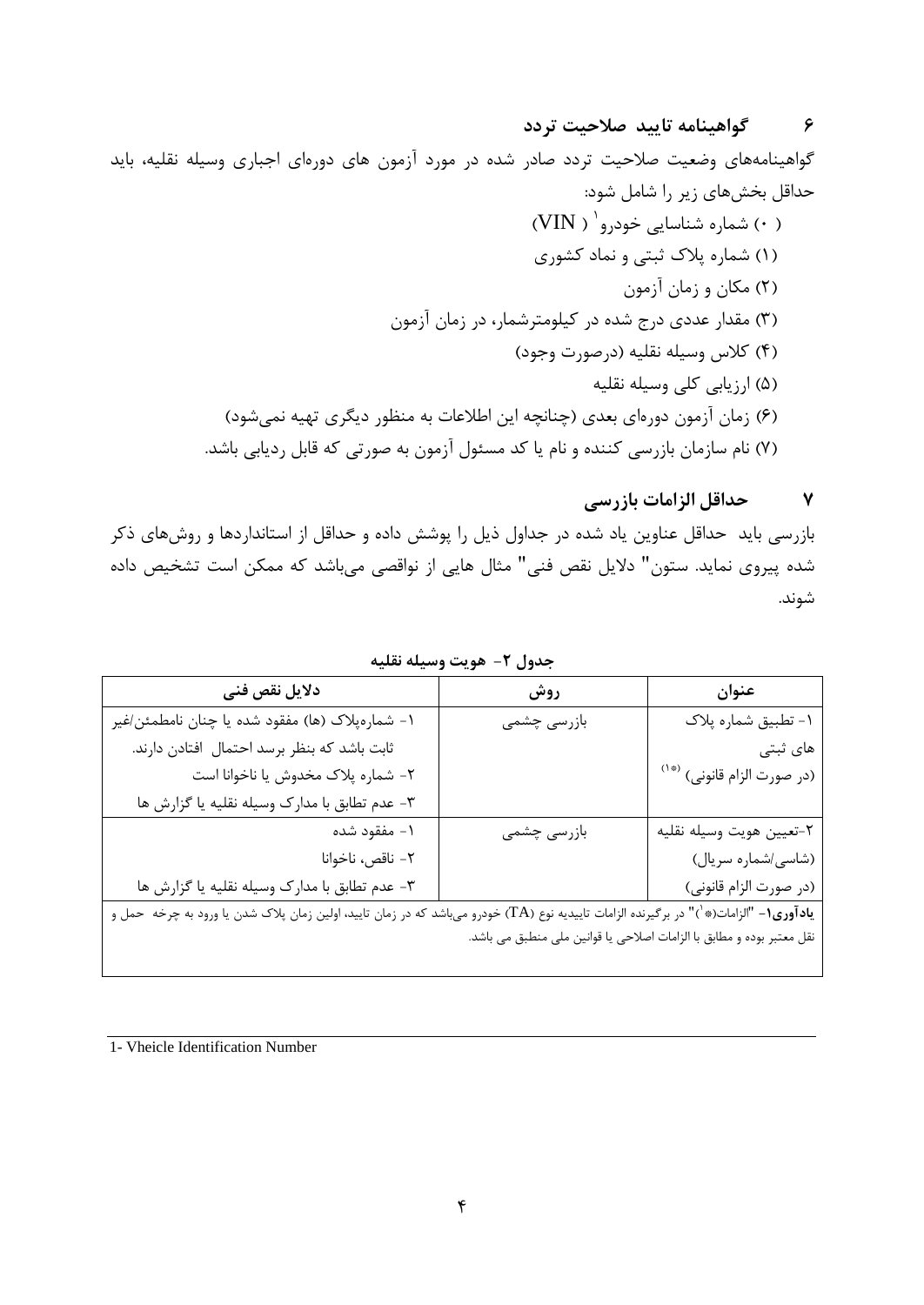## ۶ گواهینامه تایید صلاحیت تردد

گواهینامه‌های وضعیت صلاحیت تردد صادر شده در مورد آزمون های دوره‌ای اجباری وسیله نقلیه، باید حداقل بخش‌های زیر را شامل شود:

(۰) شماره شناسایی خودرو[1] (VIN)

(۱) شماره پلاک ثبتی و نماد کشوری

(۲) مکان و زمان آزمون

(۳) مقدار عددی درج شده در کیلومترشمار، در زمان آزمون

(۴) کلاس وسیله نقلیه (درصورت وجود)

(۵) ارزیابی کلی وسیله نقلیه

(۶) زمان آزمون دوره‌ای بعدی (چنانچه این اطلاعات به منظور دیگری تهیه نمی‌شود)

(۷) نام سازمان بازرسی کننده و نام یا کد مسئول آزمون به صورتی که قابل ردیابی باشد.

## ۷ حداقل الزامات بازرسی

بازرسی باید حداقل عناوین یاد شده در جداول ذیل را پوشش داده و حداقل از استانداردها و روش‌های ذکر شده پیروی نماید. ستون" دلایل نقص فنی" مثال هایی از نواقصی می‌باشد که ممکن است تشخیص داده شوند.

**جدول ۲- هویت وسیله نقلیه**

| عنوان | روش | دلایل نقص فنی |
|---|---|---|
| ۱- تطبیق شماره پلاک های ثبتی (در صورت الزام قانونی) (*۱) | بازرسی چشمی | ۱- شماره‌پلاک (ها) مفقود شده یا چنان نامطمئن/غیر ثابت باشد که بنظر برسد احتمال افتادن دارند.<br>۲- شماره پلاک مخدوش یا ناخوانا است<br>۳- عدم تطابق با مدارک وسیله نقلیه یا گزارش ها |
| ۲-تعیین هویت وسیله نقلیه (شاسی/شماره سریال) (در صورت الزام قانونی) | بازرسی چشمی | ۱- مفقود شده<br>۲- ناقص، ناخوانا<br>۳- عدم تطابق با مدارک وسیله نقلیه یا گزارش ها |

**یادآوری۱**- "الزامات(*۱)" در برگیرنده الزامات تاییدیه نوع (TA) خودرو می‌باشد که در زمان تایید، اولین زمان پلاک شدن یا ورود به چرخه حمل و نقل معتبر بوده و مطابق با الزامات اصلاحی یا قوانین ملی منطبق می باشد.

---

1- Vheicle Identification Number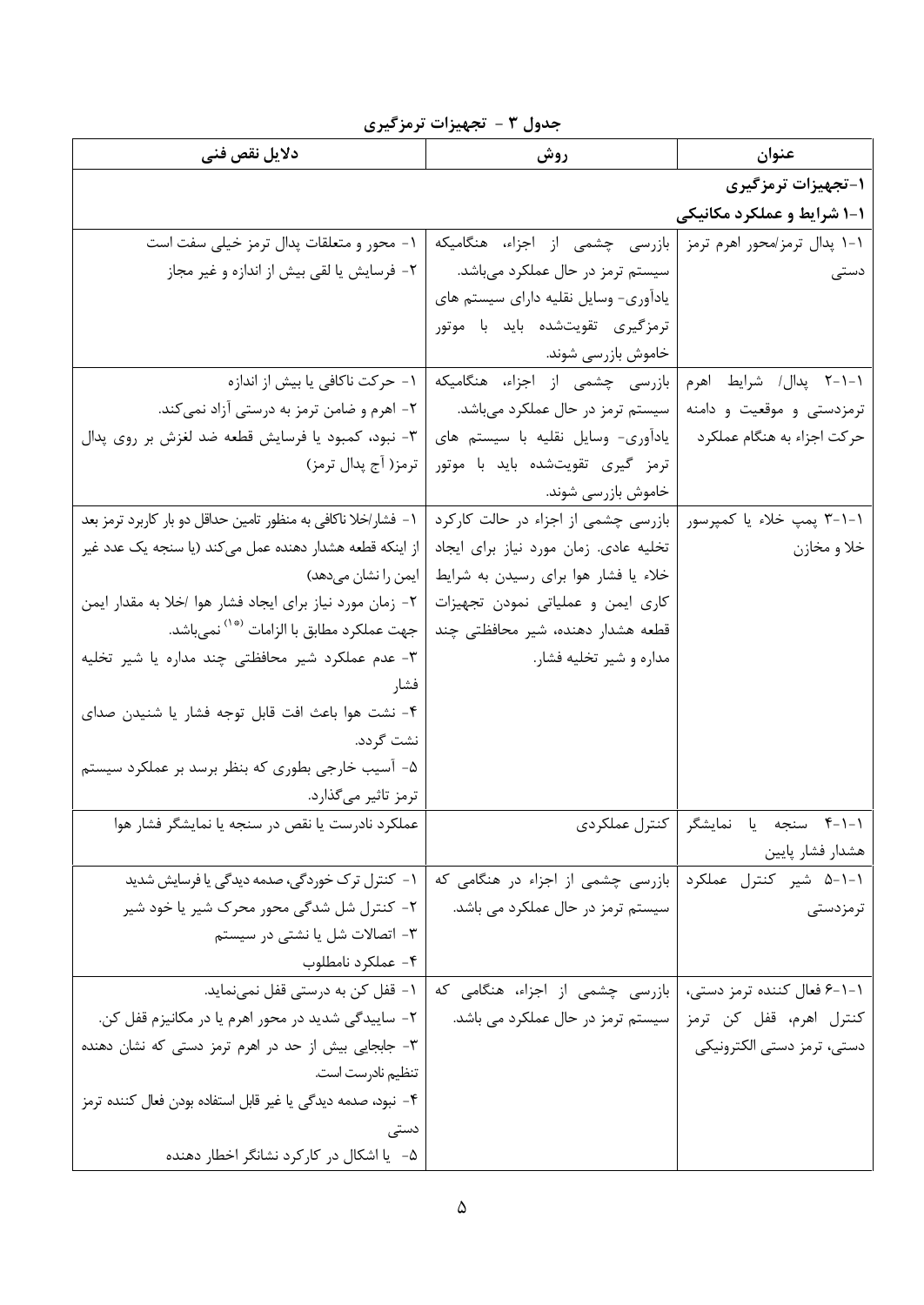**جدول ۳ - تجهیزات ترمزگیری**

| عنوان | روش | دلایل نقص فنی |
|---|---|---|
| **۱-تجهیزات ترمزگیری** | | |
| **۱-۱ شرایط و عملکرد مکانیکی** | | |
| ۱-۱ پدال ترمز/محور اهرم ترمز دستی | بازرسی چشمی از اجزاء، هنگامیکه سیستم ترمز در حال عملکرد می‌باشد. یادآوری- وسایل نقلیه دارای سیستم های ترمزگیری تقویت‌شده باید با موتور خاموش بازرسی شوند. | ۱- محور و متعلقات پدال ترمز خیلی سفت است<br>۲- فرسایش یا لقی بیش از اندازه و غیر مجاز |
| ۱-۱-۲ پدال/ شرایط اهرم ترمزدستی و موقعیت و دامنه حرکت اجزاء به هنگام عملکرد | بازرسی چشمی از اجزاء، هنگامیکه سیستم ترمز در حال عملکرد می‌باشد. یادآوری- وسایل نقلیه با سیستم های ترمز گیری تقویت‌شده باید با موتور خاموش بازرسی شوند. | ۱- حرکت ناکافی یا بیش از اندازه<br>۲- اهرم و ضامن ترمز به درستی آزاد نمی‌کند.<br>۳- نبود، کمبود یا فرسایش قطعه ضد لغزش بر روی پدال ترمز( آج پدال ترمز) |
| ۱-۱-۳ پمپ خلاء یا کمپرسور خلا و مخازن | بازرسی چشمی از اجزاء در حالت کارکرد تخلیه عادی. زمان مورد نیاز برای ایجاد خلاء یا فشار هوا برای رسیدن به شرایط کاری ایمن و عملیاتی نمودن تجهیزات قطعه هشدار دهنده، شیر محافظتی چند مداره و شیر تخلیه فشار. | ۱- فشار/خلا ناکافی به منظور تامین حداقل دو بار کاربرد ترمز بعد از اینکه قطعه هشدار دهنده عمل می‌کند (یا سنجه یک عدد غیر ایمن را نشان می‌دهد)<br>۲- زمان مورد نیاز برای ایجاد فشار هوا /خلا به مقدار ایمن جهت عملکرد مطابق با الزامات [*۱] نمی‌باشد.<br>۳- عدم عملکرد شیر محافظتی چند مداره یا شیر تخلیه فشار<br>۴- نشت هوا باعث افت قابل توجه فشار یا شنیدن صدای نشت گردد.<br>۵- آسیب خارجی بطوری که بنظر برسد بر عملکرد سیستم ترمز تاثیر می‌گذارد. |
| ۱-۱-۴ سنجه یا نمایشگر هشدار فشار پایین | کنترل عملکردی | عملکرد نادرست یا نقص در سنجه یا نمایشگر فشار هوا |
| ۱-۱-۵ شیر کنترل عملکرد ترمزدستی | بازرسی چشمی از اجزاء در هنگامی که سیستم ترمز در حال عملکرد می باشد. | ۱- کنترل ترک خوردگی، صدمه دیدگی یا فرسایش شدید<br>۲- کنترل شل شدگی محور محرک شیر یا خود شیر<br>۳- اتصالات شل یا نشتی در سیستم<br>۴- عملکرد نامطلوب |
| ۱-۱-۶ فعال کننده ترمز دستی، کنترل اهرم، قفل کن ترمز دستی، ترمز دستی الکترونیکی | بازرسی چشمی از اجزاء، هنگامی که سیستم ترمز در حال عملکرد می باشد. | ۱- قفل کن به درستی قفل نمی‌نماید.<br>۲- ساییدگی شدید در محور اهرم یا در مکانیزم قفل کن.<br>۳- جابجایی بیش از حد در اهرم ترمز دستی که نشان دهنده تنظیم نادرست است.<br>۴- نبود، صدمه دیدگی یا غیر قابل استفاده بودن فعال کننده ترمز دستی<br>۵- یا اشکال در کارکرد نشانگر اخطار دهنده |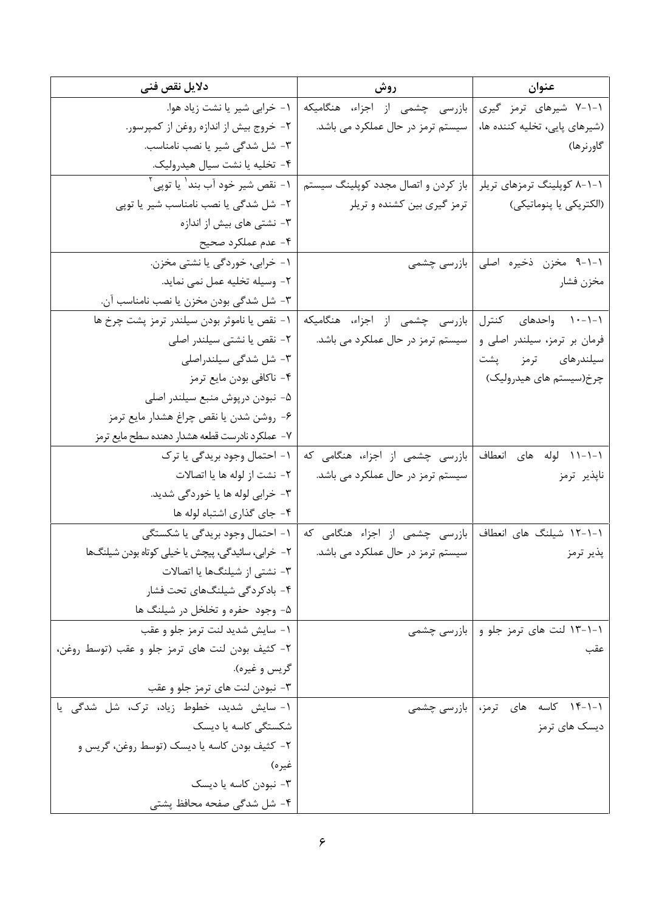| عنوان | روش | دلایل نقص فنی |
| --- | --- | --- |
| ۱-۱-۷ شیرهای ترمز گیری (شیرهای پایی، تخلیه کننده ها، گاورنرها) | بازرسی چشمی از اجزاء، هنگامیکه سیستم ترمز در حال عملکرد می باشد. | ۱- خرابی شیر یا نشت زیاد هوا.<br>۲- خروج بیش از اندازه روغن از کمپرسور.<br>۳- شل شدگی شیر یا نصب نامناسب.<br>۴- تخلیه یا نشت سیال هیدرولیک. |
| ۱-۱-۸ کوپلینگ ترمزهای تریلر (الکتریکی یا پنوماتیکی) | باز کردن و اتصال مجدد کوپلینگ سیستم ترمز گیری بین کشنده و تریلر | ۱- نقص شیر خود آب بند[1] یا توپی[2]<br>۲- شل شدگی یا نصب نامناسب شیر یا توپی<br>۳- نشتی های بیش از اندازه<br>۴- عدم عملکرد صحیح |
| ۱-۱-۹ مخزن ذخیره اصلی مخزن فشار | بازرسی چشمی | ۱- خرابی، خوردگی یا نشتی مخزن.<br>۲- وسیله تخلیه عمل نمی نماید.<br>۳- شل شدگی بودن مخزن یا نصب نامناسب آن. |
| ۱-۱-۱۰ واحدهای کنترل فرمان بر ترمز، سیلندر اصلی و سیلندرهای ترمز پشت چرخ(سیستم های هیدرولیک) | بازرسی چشمی از اجزاء، هنگامیکه سیستم ترمز در حال عملکرد می باشد. | ۱- نقص یا ناموثر بودن سیلندر ترمز پشت چرخ ها<br>۲- نقص یا نشتی سیلندر اصلی<br>۳- شل شدگی سیلندراصلی<br>۴- ناکافی بودن مایع ترمز<br>۵- نبودن درپوش منبع سیلندر اصلی<br>۶- روشن شدن یا نقص چراغ هشدار مایع ترمز<br>۷- عملکرد نادرست قطعه هشدار دهنده سطح مایع ترمز |
| ۱-۱-۱۱ لوله های انعطاف ناپذیر ترمز | بازرسی چشمی از اجزاء، هنگامی که سیستم ترمز در حال عملکرد می باشد. | ۱- احتمال وجود بریدگی یا ترک<br>۲- نشت از لوله ها یا اتصالات<br>۳- خرابی لوله ها یا خوردگی شدید.<br>۴- جای گذاری اشتباه لوله ها |
| ۱-۱-۱۲ شیلنگ های انعطاف پذیر ترمز | بازرسی چشمی از اجزاء هنگامی که سیستم ترمز در حال عملکرد می باشد. | ۱- احتمال وجود بریدگی یا شکستگی<br>۲- خرابی، سائیدگی، پیچش یا خیلی کوتاه بودن شیلنگ‌ها<br>۳- نشتی از شیلنگ‌ها یا اتصالات<br>۴- بادکردگی شیلنگ‌های تحت فشار<br>۵- وجود حفره و تخلخل در شیلنگ ها |
| ۱-۱-۱۳ لنت های ترمز جلو و عقب | بازرسی چشمی | ۱- سایش شدید لنت ترمز جلو و عقب<br>۲- کثیف بودن لنت های ترمز جلو و عقب (توسط روغن، گریس و غیره).<br>۳- نبودن لنت های ترمز جلو و عقب |
| ۱-۱-۱۴ کاسه های ترمز، دیسک های ترمز | بازرسی چشمی | ۱- سایش شدید، خطوط زیاد، ترک، شل شدگی یا شکستگی کاسه یا دیسک<br>۲- کثیف بودن کاسه یا دیسک (توسط روغن، گریس و غیره)<br>۳- نبودن کاسه یا دیسک<br>۴- شل شدگی صفحه محافظ پشتی |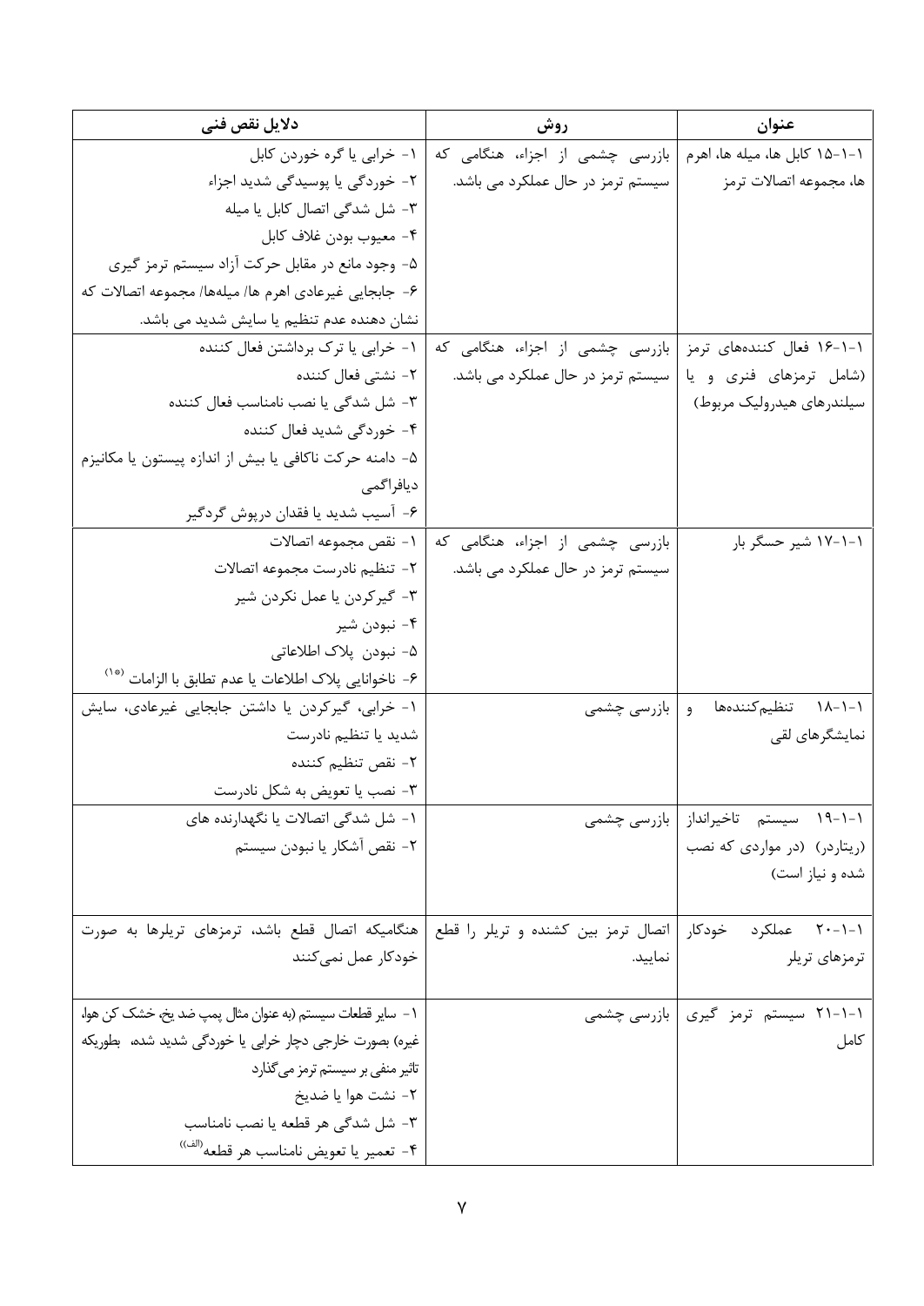| عنوان | روش | دلایل نقص فنی |
| --- | --- | --- |
| ۱-۱-۱۵ کابل ها، میله ها، اهرم ها، مجموعه اتصالات ترمز | بازرسی چشمی از اجزاء، هنگامی که سیستم ترمز در حال عملکرد می باشد. | ۱- خرابی یا گره خوردن کابل<br>۲- خوردگی یا پوسیدگی شدید اجزاء<br>۳- شل شدگی اتصال کابل یا میله<br>۴- معیوب بودن غلاف کابل<br>۵- وجود مانع در مقابل حرکت آزاد سیستم ترمز گیری<br>۶- جابجایی غیرعادی اهرم ها/ میله‌ها/ مجموعه اتصالات که نشان دهنده عدم تنظیم یا سایش شدید می باشد. |
| ۱-۱-۱۶ فعال کننده‌های ترمز (شامل ترمزهای فنری و یا سیلندرهای هیدرولیک مربوط) | بازرسی چشمی از اجزاء، هنگامی که سیستم ترمز در حال عملکرد می باشد. | ۱- خرابی یا ترک برداشتن فعال کننده<br>۲- نشتی فعال کننده<br>۳- شل شدگی یا نصب نامناسب فعال کننده<br>۴- خوردگی شدید فعال کننده<br>۵- دامنه حرکت ناکافی یا بیش از اندازه پیستون یا مکانیزم دیافراگمی<br>۶- آسیب شدید یا فقدان درپوش گردگیر |
| ۱-۱-۱۷ شیر حسگر بار | بازرسی چشمی از اجزاء، هنگامی که سیستم ترمز در حال عملکرد می باشد. | ۱- نقص مجموعه اتصالات<br>۲- تنظیم نادرست مجموعه اتصالات<br>۳- گیرکردن یا عمل نکردن شیر<br>۴- نبودن شیر<br>۵- نبودن پلاک اطلاعاتی<br>۶- ناخوانایی پلاک اطلاعات یا عدم تطابق با الزامات [*۱] |
| ۱-۱-۱۸ تنظیم‌کننده‌ها و نمایشگرهای لقی | بازرسی چشمی | ۱- خرابی، گیرکردن یا داشتن جابجایی غیرعادی، سایش شدید یا تنظیم نادرست<br>۲- نقص تنظیم کننده<br>۳- نصب یا تعویض به شکل نادرست |
| ۱-۱-۱۹ سیستم تاخیرانداز (ریتاردر) (در مواردی که نصب شده و نیاز است) | بازرسی چشمی | ۱- شل شدگی اتصالات یا نگهدارنده های<br>۲- نقص آشکار یا نبودن سیستم |
| ۱-۱-۲۰ عملکرد خودکار ترمزهای تریلر | اتصال ترمز بین کشنده و تریلر را قطع نمایید. | هنگامیکه اتصال قطع باشد، ترمزهای تریلرها به صورت خودکار عمل نمی‌کنند |
| ۱-۱-۲۱ سیستم ترمز گیری کامل | بازرسی چشمی | ۱- سایر قطعات سیستم (به عنوان مثال پمپ ضد یخ، خشک کن هوا، غیره) بصورت خارجی دچار خرابی یا خوردگی شدید شده، بطوریکه تاثیر منفی بر سیستم ترمز می‌گذارد<br>۲- نشت هوا یا ضدیخ<br>۳- شل شدگی هر قطعه یا نصب نامناسب<br>۴- تعمیر یا تعویض نامناسب هر قطعه [الف] |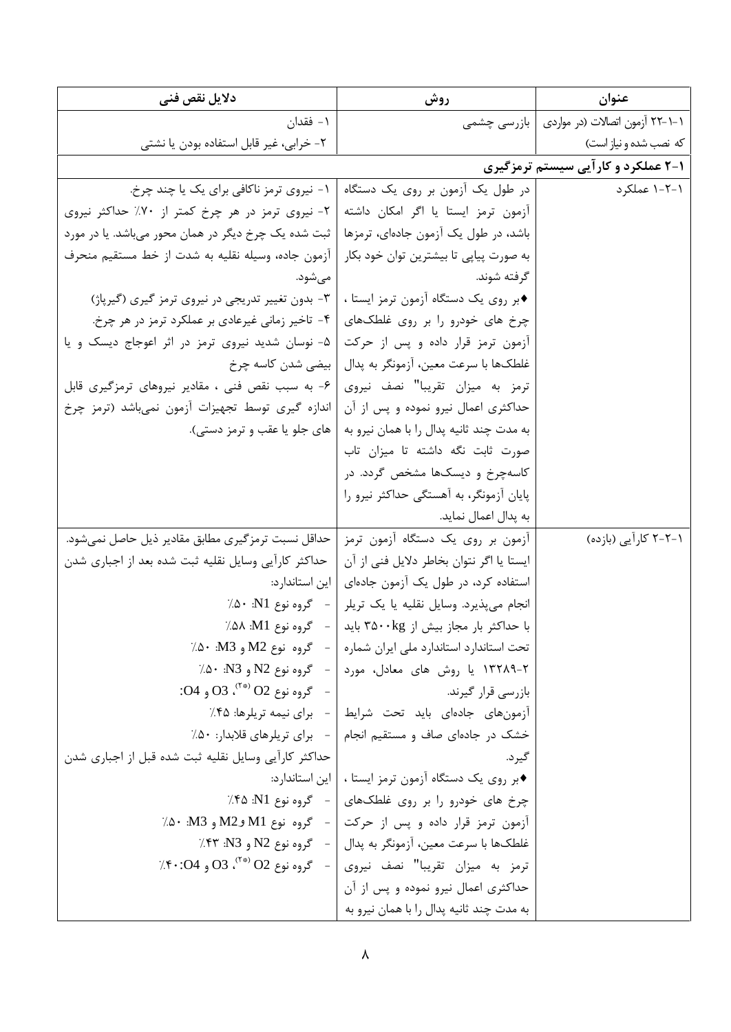| عنوان | روش | دلایل نقص فنی |
| --- | --- | --- |
| ۱-۱-۲۲ آزمون اتصالات (در مواردی که نصب شده و نیاز است) | بازرسی چشمی | ۱- فقدان<br>۲- خرابی، غیر قابل استفاده بودن یا نشتی |
| **۱-۲ عملکرد و کارآیی سیستم ترمزگیری** | | |
| ۱-۲-۱ عملکرد | در طول یک آزمون بر روی یک دستگاه آزمون ترمز ایستا یا اگر امکان داشته باشد، در طول یک آزمون جاده‌ای، ترمزها به صورت پیاپی تا بیشترین توان خود بکار گرفته شوند.<br>♦بر روی یک دستگاه آزمون ترمز ایستا ، چرخ های خودرو را بر روی غلطک‌های آزمون ترمز قرار داده و پس از حرکت غلطک‌ها با سرعت معین، آزمونگر به پدال ترمز به میزان تقریبا" نصف نیروی حداکثری اعمال نیرو نموده و پس از آن به مدت چند ثانیه پدال را با همان نیرو به صورت ثابت نگه داشته تا میزان تاب کاسه‌چرخ و دیسک‌ها مشخص گردد. در پایان آزمونگر، به آهستگی حداکثر نیرو را به پدال اعمال نماید. | ۱- نیروی ترمز ناکافی برای یک یا چند چرخ.<br>۲- نیروی ترمز در هر چرخ کمتر از ۷۰٪ حداکثر نیروی ثبت شده یک چرخ دیگر در همان محور می‌باشد. یا در مورد آزمون جاده، وسیله نقلیه به شدت از خط مستقیم منحرف می‌شود.<br>۳- بدون تغییر تدریجی در نیروی ترمز گیری (گیرپاژ)<br>۴- تاخیر زمانی غیرعادی بر عملکرد ترمز در هر چرخ.<br>۵- نوسان شدید نیروی ترمز در اثر اعوجاج دیسک و یا بیضی شدن کاسه چرخ<br>۶- به سبب نقص فنی ، مقادیر نیروهای ترمزگیری قابل اندازه گیری توسط تجهیزات آزمون نمی‌باشد (ترمز چرخ های جلو یا عقب و ترمز دستی). |
| ۱-۲-۲ کارآیی (بازده) | آزمون بر روی یک دستگاه آزمون ترمز ایستا یا اگر نتوان بخاطر دلایل فنی از آن استفاده کرد، در طول یک آزمون جاده‌ای انجام می‌پذیرد. وسایل نقلیه یا یک تریلر با حداکثر بار مجاز بیش از ۳۵۰۰kg باید تحت استاندارد استاندارد ملی ایران شماره ۲-۱۳۲۸۹ یا روش های معادل، مورد بازرسی قرار گیرند.<br>آزمون‌های جاده‌ای باید تحت شرایط خشک در جاده‌ای صاف و مستقیم انجام گیرد.<br>♦بر روی یک دستگاه آزمون ترمز ایستا ، چرخ های خودرو را بر روی غلطک‌های آزمون ترمز قرار داده و پس از حرکت غلطک‌ها با سرعت معین، آزمونگر به پدال ترمز به میزان تقریبا" نصف نیروی حداکثری اعمال نیرو نموده و پس از آن به مدت چند ثانیه پدال را با همان نیرو به | حداقل نسبت ترمزگیری مطابق مقادیر ذیل حاصل نمی‌شود.<br>حداکثر کارآیی وسایل نقلیه ثبت شده بعد از اجباری شدن این استاندارد:<br>- گروه نوع N1: ۵۰٪<br>- گروه نوع M1: ۵۸٪<br>- گروه نوع M2 و M3: ۵۰٪<br>- گروه نوع N2 و N3: ۵۰٪<br>- گروه نوع O2 [(*۲)]، O3 و O4:<br>- برای نیمه تریلرها: ۴۵٪<br>- برای تریلرهای قلابدار: ۵۰٪<br>حداکثر کارآیی وسایل نقلیه ثبت شده قبل از اجباری شدن این استاندارد:<br>- گروه نوع N1: ۴۵٪<br>- گروه نوع M1 وM2 و M3: ۵۰٪<br>- گروه نوع N2 و N3: ۴۳٪<br>- گروه نوع O2 [(*۲)]، O3 و O4: ۴۰٪ |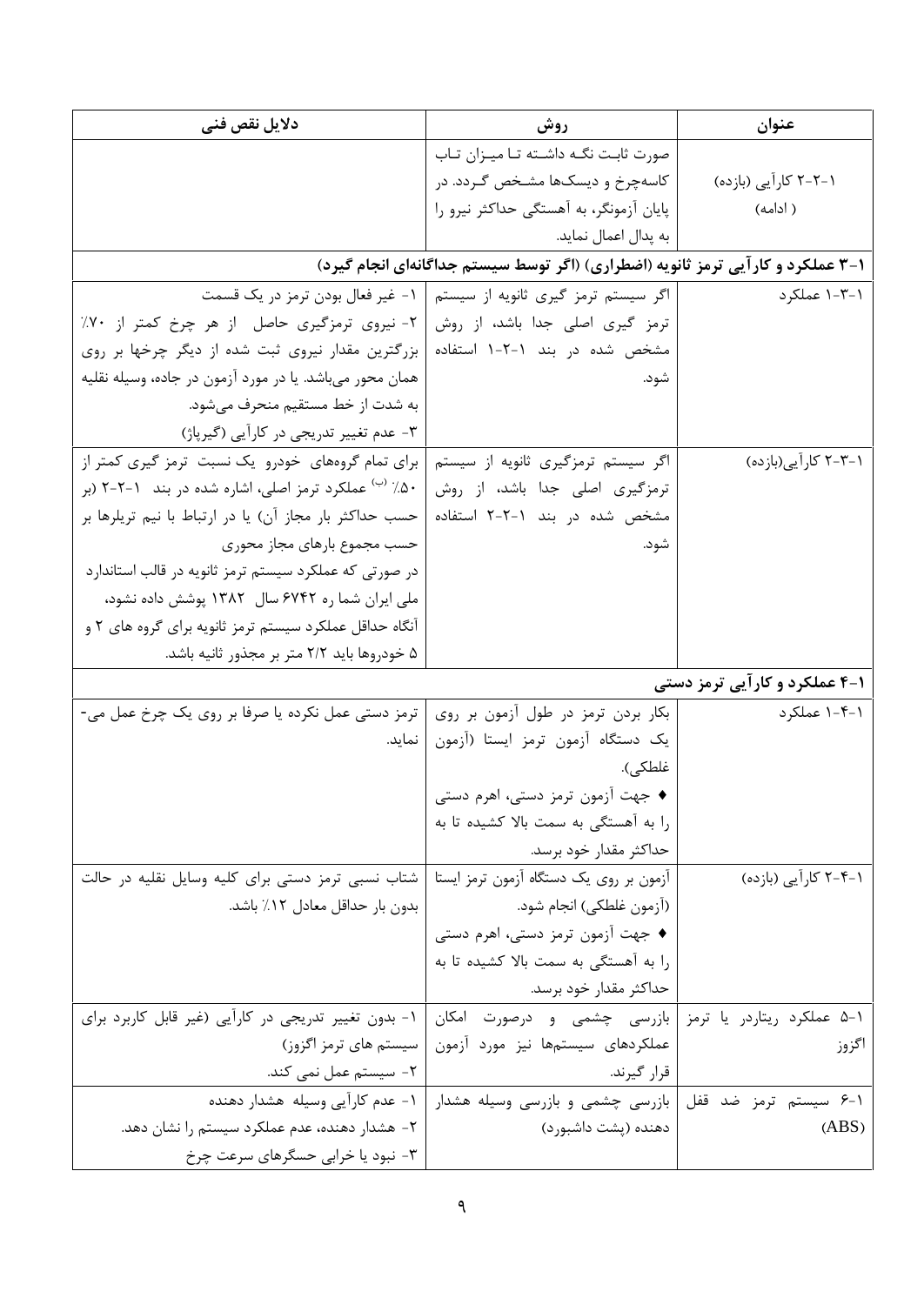| عنوان | روش | دلایل نقص فنی |
|---|---|---|
| ۱-۲-۲ کارآیی (بازده) ( ادامه) | صورت ثابت نگـه داشـته تـا میـزان تـاب کاسه‌چرخ و دیسک‌ها مشـخص گـردد. در پایان آزمونگر، به آهستگی حداکثر نیرو را به پدال اعمال نماید. | |
| **۱-۳ عملکرد و کارآیی ترمز ثانویه (اضطراری) (اگر توسط سیستم جداگانه‌ای انجام گیرد)** | | |
| ۱-۳-۱ عملکرد | اگر سیستم ترمز گیری ثانویه از سیستم ترمز گیری اصلی جدا باشد، از روش مشخص شده در بند ۱-۲-۱ استفاده شود. | ۱- غیر فعال بودن ترمز در یک قسمت<br>۲- نیروی ترمزگیری حاصل از هر چرخ کمتر از ۷۰٪ بزرگترین مقدار نیروی ثبت شده از دیگر چرخها بر روی همان محور می‌باشد. یا در مورد آزمون در جاده، وسیله نقلیه به شدت از خط مستقیم منحرف می‌شود.<br>۳- عدم تغییر تدریجی در کارآیی (گیرپاژ) |
| ۱-۳-۲ کارآیی(بازده) | اگر سیستم ترمزگیری ثانویه از سیستم ترمزگیری اصلی جدا باشد، از روش مشخص شده در بند ۱-۲-۲ استفاده شود. | برای تمام گروه‌های خودرو یک نسبت ترمز گیری کمتر از ۵۰٪ [ب] عملکرد ترمز اصلی، اشاره شده در بند ۱-۲-۲ (بر حسب حداکثر بار مجاز آن) یا در ارتباط با نیم تریلرها بر حسب مجموع بارهای مجاز محوری<br>در صورتی که عملکرد سیستم ترمز ثانویه در قالب استاندارد ملی ایران شما ره ۶۷۴۲ سال ۱۳۸۲ پوشش داده نشود، آنگاه حداقل عملکرد سیستم ترمز ثانویه برای گروه های ۲ و ۵ خودروها باید ۲/۲ متر بر مجذور ثانیه باشد. |
| **۱-۴ عملکرد و کارآیی ترمز دستی** | | |
| ۱-۴-۱ عملکرد | بکار بردن ترمز در طول آزمون بر روی یک دستگاه آزمون ترمز ایستا (آزمون غلطکی).<br>♦ جهت آزمون ترمز دستی، اهرم دستی را به آهستگی به سمت بالا کشیده تا به حداکثر مقدار خود برسد. | ترمز دستی عمل نکرده یا صرفا بر روی یک چرخ عمل می‌نماید. |
| ۱-۴-۲ کارآیی (بازده) | آزمون بر روی یک دستگاه آزمون ترمز ایستا (آزمون غلطکی) انجام شود.<br>♦ جهت آزمون ترمز دستی، اهرم دستی را به آهستگی به سمت بالا کشیده تا به حداکثر مقدار خود برسد. | شتاب نسبی ترمز دستی برای کلیه وسایل نقلیه در حالت بدون بار حداقل معادل ۱۲٪ باشد. |
| ۱-۵ عملکرد ریتاردر یا ترمز اگزوز | بازرسی چشمی و درصورت امکان عملکردهای سیستم‌ها نیز مورد آزمون قرار گیرند. | ۱- بدون تغییر تدریجی در کارآیی (غیر قابل کاربرد برای سیستم های ترمز اگزوز)<br>۲- سیستم عمل نمی کند. |
| ۱-۶ سیستم ترمز ضد قفل (ABS) | بازرسی چشمی و بازرسی وسیله هشدار دهنده (پشت داشبورد) | ۱- عدم کارآیی وسیله هشدار دهنده<br>۲- هشدار دهنده، عدم عملکرد سیستم را نشان دهد.<br>۳- نبود یا خرابی حسگرهای سرعت چرخ |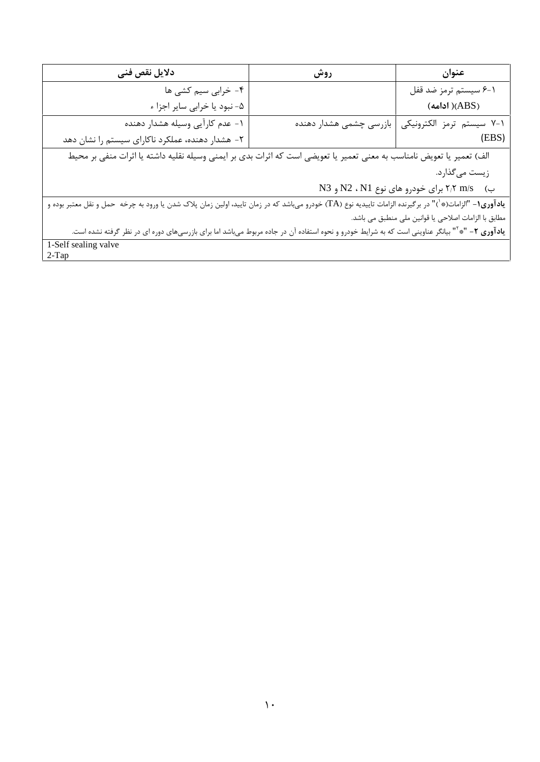| عنوان | روش | دلایل نقص فنی |
| --- | --- | --- |
| ۱-۶ سیستم ترمز ضد قفل (ABS)( ادامه) | | ۴- خرابی سیم کشی ها<br>۵- نبود یا خرابی سایر اجزاء |
| ۱-۷ سیستم ترمز الکترونیکی (EBS) | بازرسی چشمی هشدار دهنده | ۱- عدم کارآیی وسیله هشدار دهنده<br>۲- هشدار دهنده، عملکرد ناکارای سیستم را نشان دهد |

الف) تعمیر یا تعویض نامناسب به معنی تعمیر یا تعویضی است که اثرات بدی بر ایمنی وسیله نقلیه داشته یا اثرات منفی بر محیط زیست می‌گذارد.

ب) ۲٫۲ m/s برای خودرو های نوع N1 ، N2 و N3

**یادآوری۱**- "الزامات(*[1])" در برگیرنده الزامات تاییدیه نوع (TA) خودرو می‌باشد که در زمان تایید، اولین زمان پلاک شدن یا ورود به چرخه حمل و نقل معتبر بوده و مطابق با الزامات اصلاحی یا قوانین ملی منطبق می باشد.

**یادآوری ۲**- "*[2]" بیانگر عناوینی است که به شرایط خودرو و نحوه استفاده آن در جاده مربوط می‌باشد اما برای بازرسی‌های دوره ای در نظر گرفته نشده است.

1-Self sealing valve
2-Tap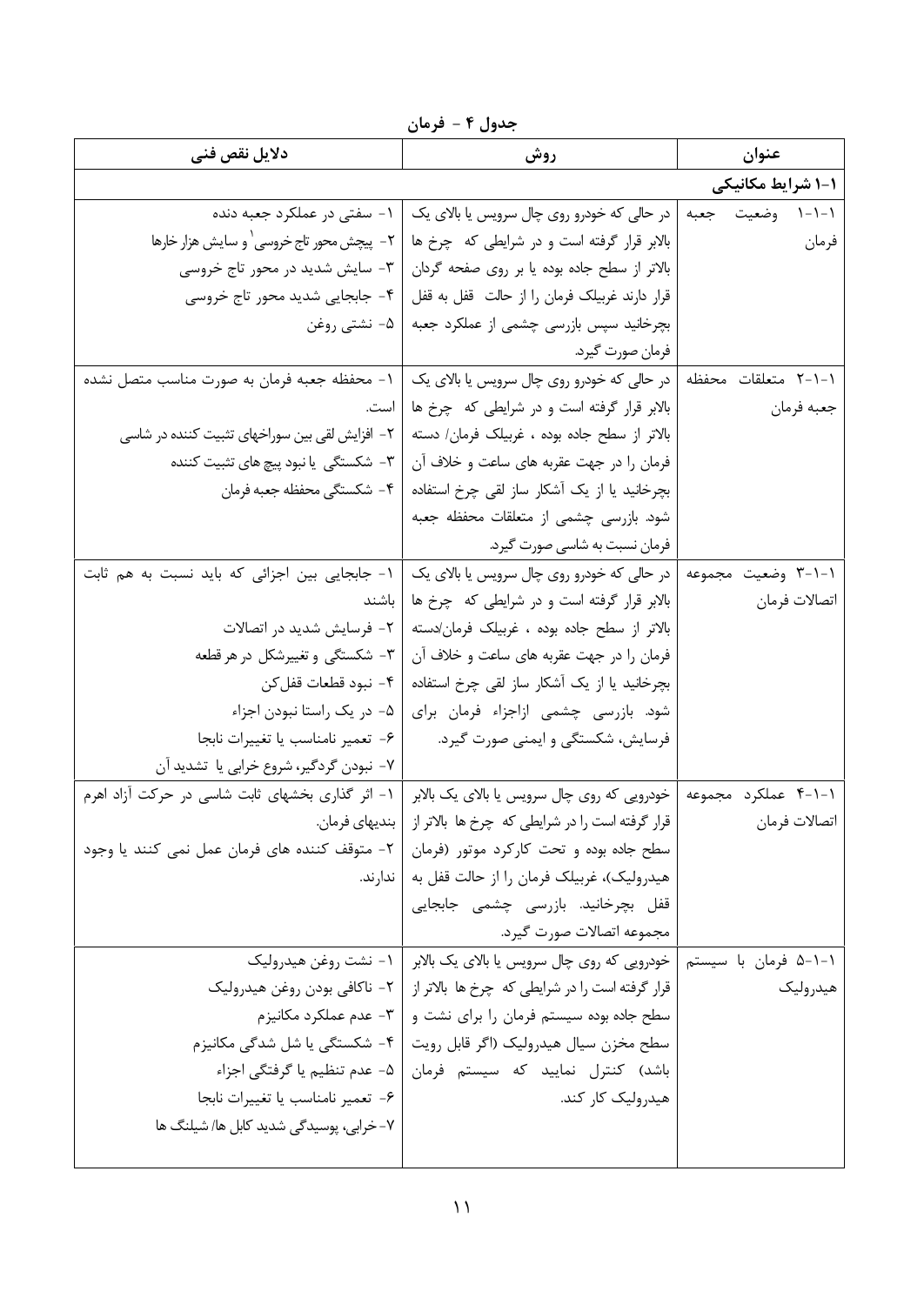جدول ۴ - فرمان

| عنوان | روش | دلایل نقص فنی |
|---|---|---|
| **۱-۱ شرایط مکانیکی** | | |
| ۱-۱-۱ وضعیت جعبه فرمان | در حالی که خودرو روی چال سرویس یا بالای یک بالابر قرار گرفته است و در شرایطی که چرخ ها بالاتر از سطح جاده بوده یا بر روی صفحه گردان قرار دارند غربیلک فرمان را از حالت قفل به قفل بچرخانید سپس بازرسی چشمی از عملکرد جعبه فرمان صورت گیرد. | ۱- سفتی در عملکرد جعبه دنده<br>۲- پیچش محور تاج خروسی[1] و سایش هزار خارها<br>۳- سایش شدید در محور تاج خروسی<br>۴- جابجایی شدید محور تاج خروسی<br>۵- نشتی روغن |
| ۱-۱-۲ متعلقات محفظه جعبه فرمان | در حالی که خودرو روی چال سرویس یا بالای یک بالابر قرار گرفته است و در شرایطی که چرخ ها بالاتر از سطح جاده بوده ، غربیلک فرمان/ دسته فرمان را در جهت عقربه های ساعت و خلاف آن بچرخانید یا از یک آشکار ساز لقی چرخ استفاده شود. بازرسی چشمی از متعلقات محفظه جعبه فرمان نسبت به شاسی صورت گیرد. | ۱- محفظه جعبه فرمان به صورت مناسب متصل نشده است.<br>۲- افزایش لقی بین سوراخهای تثبیت کننده در شاسی<br>۳- شکستگی یا نبود پیچ های تثبیت کننده<br>۴- شکستگی محفظه جعبه فرمان |
| ۱-۱-۳ وضعیت مجموعه اتصالات فرمان | در حالی که خودرو روی چال سرویس یا بالای یک بالابر قرار گرفته است و در شرایطی که چرخ ها بالاتر از سطح جاده بوده ، غربیلک فرمان/دسته فرمان را در جهت عقربه های ساعت و خلاف آن بچرخانید یا از یک آشکار ساز لقی چرخ استفاده شود. بازرسی چشمی ازاجزاء فرمان برای فرسایش، شکستگی و ایمنی صورت گیرد. | ۱- جابجایی بین اجزائی که باید نسبت به هم ثابت باشند<br>۲- فرسایش شدید در اتصالات<br>۳- شکستگی و تغییرشکل در هر قطعه<br>۴- نبود قطعات قفل‌کن<br>۵- در یک راستا نبودن اجزاء<br>۶- تعمیر نامناسب یا تغییرات نابجا<br>۷- نبودن گردگیر، شروع خرابی یا تشدید آن |
| ۱-۱-۴ عملکرد مجموعه اتصالات فرمان | خودرویی که روی چال سرویس یا بالای یک بالابر قرار گرفته است را در شرایطی که چرخ ها بالاتر از سطح جاده بوده و تحت کارکرد موتور (فرمان هیدرولیک)، غربیلک فرمان را از حالت قفل به قفل بچرخانید. بازرسی چشمی جابجایی مجموعه اتصالات صورت گیرد. | ۱- اثر گذاری بخشهای ثابت شاسی در حرکت آزاد اهرم بندیهای فرمان.<br>۲- متوقف کننده های فرمان عمل نمی کنند یا وجود ندارند. |
| ۱-۱-۵ فرمان با سیستم هیدرولیک | خودرویی که روی چال سرویس یا بالای یک بالابر قرار گرفته است را در شرایطی که چرخ ها بالاتر از سطح جاده بوده سیستم فرمان را برای نشت و سطح مخزن سیال هیدرولیک (اگر قابل رویت باشد) کنترل نمایید که سیستم فرمان هیدرولیک کار کند. | ۱- نشت روغن هیدرولیک<br>۲- ناکافی بودن روغن هیدرولیک<br>۳- عدم عملکرد مکانیزم<br>۴- شکستگی یا شل شدگی مکانیزم<br>۵- عدم تنظیم یا گرفتگی اجزاء<br>۶- تعمیر نامناسب یا تغییرات نابجا<br>۷- خرابی، پوسیدگی شدید کابل ها/ شیلنگ ها |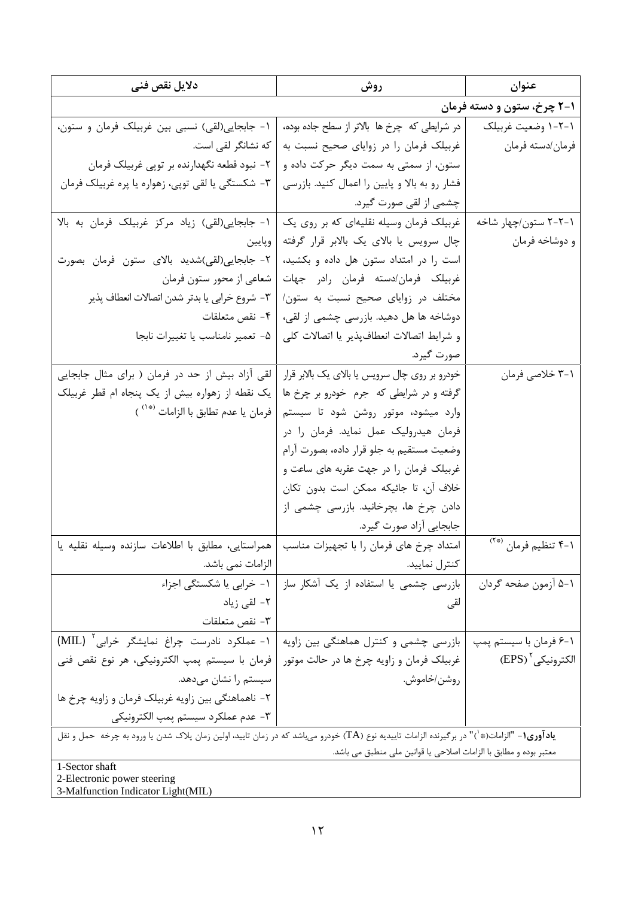| عنوان | روش | دلایل نقص فنی |
|---|---|---|
| **۱-۲ چرخ، ستون و دسته فرمان** | | |
| ۱-۲-۱ وضعیت غربیلک فرمان/دسته فرمان | در شرایطی که چرخ ها بالاتر از سطح جاده بوده، غربیلک فرمان را در زوایای صحیح نسبت به ستون، از سمتی به سمت دیگر حرکت داده و فشار رو به بالا و پایین را اعمال کنید. بازرسی چشمی از لقی صورت گیرد. | ۱- جابجایی(لقی) نسبی بین غربیلک فرمان و ستون، که نشانگر لقی است.<br>۲- نبود قطعه نگهدارنده بر توپی غربیلک فرمان<br>۳- شکستگی یا لقی توپی، زهواره یا پره غربیلک فرمان |
| ۱-۲-۲ ستون/چهار شاخه و دوشاخه فرمان | غربیلک فرمان وسیله نقلیه‌ای که بر روی یک چال سرویس یا بالای یک بالابر قرار گرفته است را در امتداد ستون هل داده و بکشید، غربیلک فرمان/دسته فرمان رادر جهات مختلف در زوایای صحیح نسبت به ستون/دوشاخه ها هل دهید. بازرسی چشمی از لقی، و شرایط اتصالات انعطاف‌پذیر یا اتصالات کلی صورت گیرد. | ۱- جابجایی(لقی) زیاد مرکز غربیلک فرمان به بالا وپایین<br>۲- جابجایی(لقی)شدید بالای ستون فرمان بصورت شعاعی از محور ستون فرمان<br>۳- شروع خرابی یا بدتر شدن اتصالات انعطاف پذیر<br>۴- نقص متعلقات<br>۵- تعمیر نامناسب یا تغییرات نابجا |
| ۱-۳ خلاصی فرمان | خودرو بر روی چال سرویس یا بالای یک بالابر قرار گرفته و در شرایطی که جرم خودرو بر چرخ ها وارد میشود، موتور روشن شود تا سیستم فرمان هیدرولیک عمل نماید. فرمان را در وضعیت مستقیم به جلو قرار داده، بصورت آرام غربیلک فرمان را در جهت عقربه های ساعت و خلاف آن، تا جائیکه ممکن است بدون تکان دادن چرخ ها، بچرخانید. بازرسی چشمی از جابجایی آزاد صورت گیرد. | لقی آزاد بیش از حد در فرمان ( برای مثال جابجایی یک نقطه از زهواره بیش از یک پنجاه از قطر غربیلک فرمان یا عدم تطابق با الزامات [*1] ) |
| ۱-۴ تنظیم فرمان [*2] | امتداد چرخ های فرمان را با تجهیزات مناسب کنترل نمایید. | همراستایی، مطابق با اطلاعات سازنده وسیله نقلیه یا الزامات نمی باشد. |
| ۱-۵ آزمون صفحه گردان | بازرسی چشمی یا استفاده از یک آشکار ساز لقی | ۱- خرابی یا شکستگی اجزاء<br>۲- لقی زیاد<br>۳- نقص متعلقات |
| ۱-۶ فرمان با سیستم پمپ الکترونیکی[2] (EPS) | بازرسی چشمی و کنترل هماهنگی بین زاویه غربیلک فرمان و زاویه چرخ ها در حالت موتور روشن/خاموش. | ۱- عملکرد نادرست چراغ نمایشگر خرابی[3] (MIL) فرمان با سیستم پمپ الکترونیکی، هر نوع نقص فنی سیستم را نشان می‌دهد.<br>۲- ناهماهنگی بین زاویه غربیلک فرمان و زاویه چرخ ها<br>۳- عدم عملکرد سیستم پمپ الکترونیکی |

**یادآوری۱**- "الزامات(*۱)" در برگیرنده الزامات تاییدیه نوع (TA) خودرو می‌باشد که در زمان تایید، اولین زمان پلاک شدن یا ورود به چرخه حمل و نقل معتبر بوده و مطابق با الزامات اصلاحی یا قوانین ملی منطبق می باشد.

1-Sector shaft
2-Electronic power steering
3-Malfunction Indicator Light(MIL)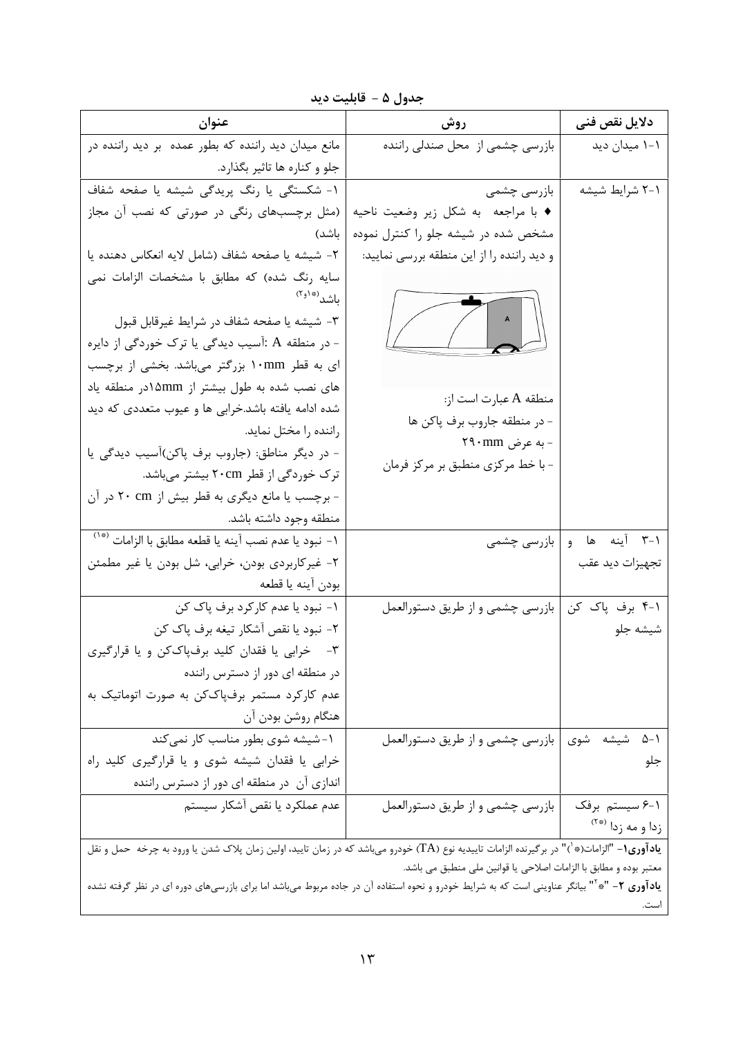**جدول ۵ - قابلیت دید**

| دلایل نقص فنی | روش | عنوان |
|---|---|---|
| ۱-۱ میدان دید | بازرسی چشمی از محل صندلی راننده | مانع میدان دید راننده که بطور عمده بر دید راننده در جلو و کناره ها تاثیر بگذارد. |
| ۲-۱ شرایط شیشه | بازرسی چشمی<br>♦ با مراجعه به شکل زیر وضعیت ناحیه مشخص شده در شیشه جلو را کنترل نموده و دید راننده را از این منطقه بررسی نمایید:<br>A<br>منطقه A عبارت است از:<br>- در منطقه جاروب برف پاکن ها<br>- به عرض ۲۹۰mm<br>- با خط مرکزی منطبق بر مرکز فرمان | ۱- شکستگی یا رنگ پریدگی شیشه یا صفحه شفاف (مثل برچسب‌های رنگی در صورتی که نصب آن مجاز باشد)<br>۲- شیشه یا صفحه شفاف (شامل لایه انعکاس دهنده یا سایه رنگ شده) که مطابق با مشخصات الزامات نمی باشد(*۱و۲)<br>۳- شیشه یا صفحه شفاف در شرایط غیرقابل قبول<br>- در منطقه A :آسیب دیدگی یا ترک خوردگی از دایره ای به قطر ۱۰mm بزرگتر می‌باشد. بخشی از برچسب های نصب شده به طول بیشتر از ۱۵mmدر منطقه یاد شده ادامه یافته باشد.خرابی ها و عیوب متعددی که دید راننده را مختل نماید.<br>- در دیگر مناطق: (جاروب برف پاکن)آسیب دیدگی یا ترک خوردگی از قطر ۲۰cm بیشتر می‌باشد.<br>- برچسب یا مانع دیگری به قطر بیش از ۲۰ cm در آن منطقه وجود داشته باشد. |
| ۳-۱ آینه ها و تجهیزات دید عقب | بازرسی چشمی | ۱- نبود یا عدم نصب آینه یا قطعه مطابق با الزامات (*۱)<br>۲- غیرکاربردی بودن، خرابی، شل بودن یا غیر مطمئن بودن آینه یا قطعه |
| ۴-۱ برف پاک کن شیشه جلو | بازرسی چشمی و از طریق دستورالعمل | ۱- نبود یا عدم کارکرد برف پاک کن<br>۲- نبود یا نقص آشکار تیغه برف پاک کن<br>۳- خرابی یا فقدان کلید برف‌پاک‌کن و یا قرارگیری در منطقه ای دور از دسترس راننده<br>عدم کارکرد مستمر برف‌پاک‌کن به صورت اتوماتیک به هنگام روشن بودن آن |
| ۵-۱ شیشه شوی جلو | بازرسی چشمی و از طریق دستورالعمل | ۱-شیشه شوی بطور مناسب کار نمی‌کند<br>خرابی یا فقدان شیشه شوی و یا قرارگیری کلید راه اندازی آن در منطقه ای دور از دسترس راننده |
| ۶-۱ سیستم برفک زدا و مه زدا (*۲) | بازرسی چشمی و از طریق دستورالعمل | عدم عملکرد یا نقص آشکار سیستم |

**یادآوری۱**- "الزامات(*۱)" در برگیرنده الزامات تاییدیه نوع (TA) خودرو می‌باشد که در زمان تایید، اولین زمان پلاک شدن یا ورود به چرخه حمل و نقل معتبر بوده و مطابق با الزامات اصلاحی یا قوانین ملی منطبق می باشد.

**یادآوری ۲**- "*۲" بیانگر عناوینی است که به شرایط خودرو و نحوه استفاده آن در جاده مربوط می‌باشد اما برای بازرسی‌های دوره ای در نظر گرفته نشده است.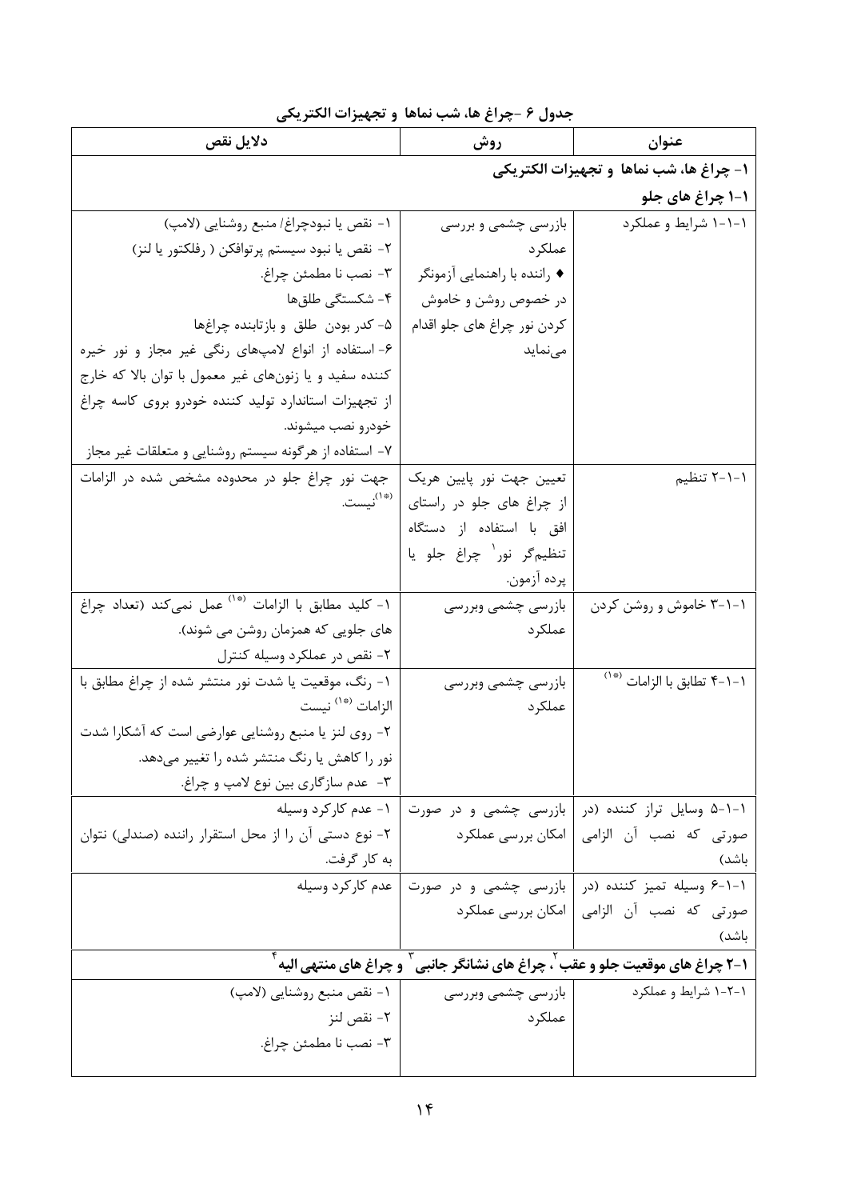جدول ۶ -چراغ ها، شب نماها و تجهیزات الکتریکی

| عنوان | روش | دلایل نقص |
|---|---|---|
| **۱- چراغ ها، شب نماها و تجهیزات الکتریکی** | | |
| **۱-۱ چراغ های جلو** | | |
| ۱-۱-۱ شرایط و عملکرد | بازرسی چشمی و بررسی عملکرد<br>♦ راننده با راهنمایی آزمونگر در خصوص روشن و خاموش کردن نور چراغ های جلو اقدام می‌نماید | ۱- نقص یا نبودچراغ/ منبع روشنایی (لامپ)<br>۲- نقص یا نبود سیستم پرتوافکن ( رفلکتور یا لنز)<br>۳- نصب نا مطمئن چراغ.<br>۴- شکستگی طلق‌ها<br>۵- کدر بودن طلق و بازتابنده چراغ‌ها<br>۶- استفاده از انواع لامپ‌های رنگی غیر مجاز و نور خیره کننده سفید و یا زنون‌های غیر معمول با توان بالا که خارج از تجهیزات استاندارد تولید کننده خودرو بروی کاسه چراغ خودرو نصب میشوند.<br>۷- استفاده از هرگونه سیستم روشنایی و متعلقات غیر مجاز |
| ۱-۱-۲ تنظیم | تعیین جهت نور پایین هریک از چراغ های جلو در راستای افق با استفاده از دستگاه تنظیم‌گر نور[1] چراغ جلو یا پرده آزمون. | جهت نور چراغ جلو در محدوده مشخص شده در الزامات [*1] نیست. |
| ۱-۱-۳ خاموش و روشن کردن | بازرسی چشمی وبررسی عملکرد | ۱- کلید مطابق با الزامات [*1] عمل نمی‌کند (تعداد چراغ های جلویی که همزمان روشن می شوند).<br>۲- نقص در عملکرد وسیله کنترل |
| ۱-۱-۴ تطابق با الزامات [*1] | بازرسی چشمی وبررسی عملکرد | ۱- رنگ، موقعیت یا شدت نور منتشر شده از چراغ مطابق با الزامات [*1] نیست<br>۲- روی لنز یا منبع روشنایی عوارضی است که آشکارا شدت نور را کاهش یا رنگ منتشر شده را تغییر می‌دهد.<br>۳- عدم سازگاری بین نوع لامپ و چراغ. |
| ۱-۱-۵ وسایل تراز کننده (در صورتی که نصب آن الزامی باشد) | بازرسی چشمی و در صورت امکان بررسی عملکرد | ۱- عدم کارکرد وسیله<br>۲- نوع دستی آن را از محل استقرار راننده (صندلی) نتوان به کار گرفت. |
| ۱-۱-۶ وسیله تمیز کننده (در صورتی که نصب آن الزامی باشد) | بازرسی چشمی و در صورت امکان بررسی عملکرد | عدم کارکرد وسیله |
| **۱-۲ چراغ های موقعیت جلو و عقب [2]، چراغ های نشانگر جانبی [3] و چراغ های منتهی الیه [4]** | | |
| ۱-۲-۱ شرایط و عملکرد | بازرسی چشمی وبررسی عملکرد | ۱- نقص منبع روشنایی (لامپ)<br>۲- نقص لنز<br>۳- نصب نا مطمئن چراغ. |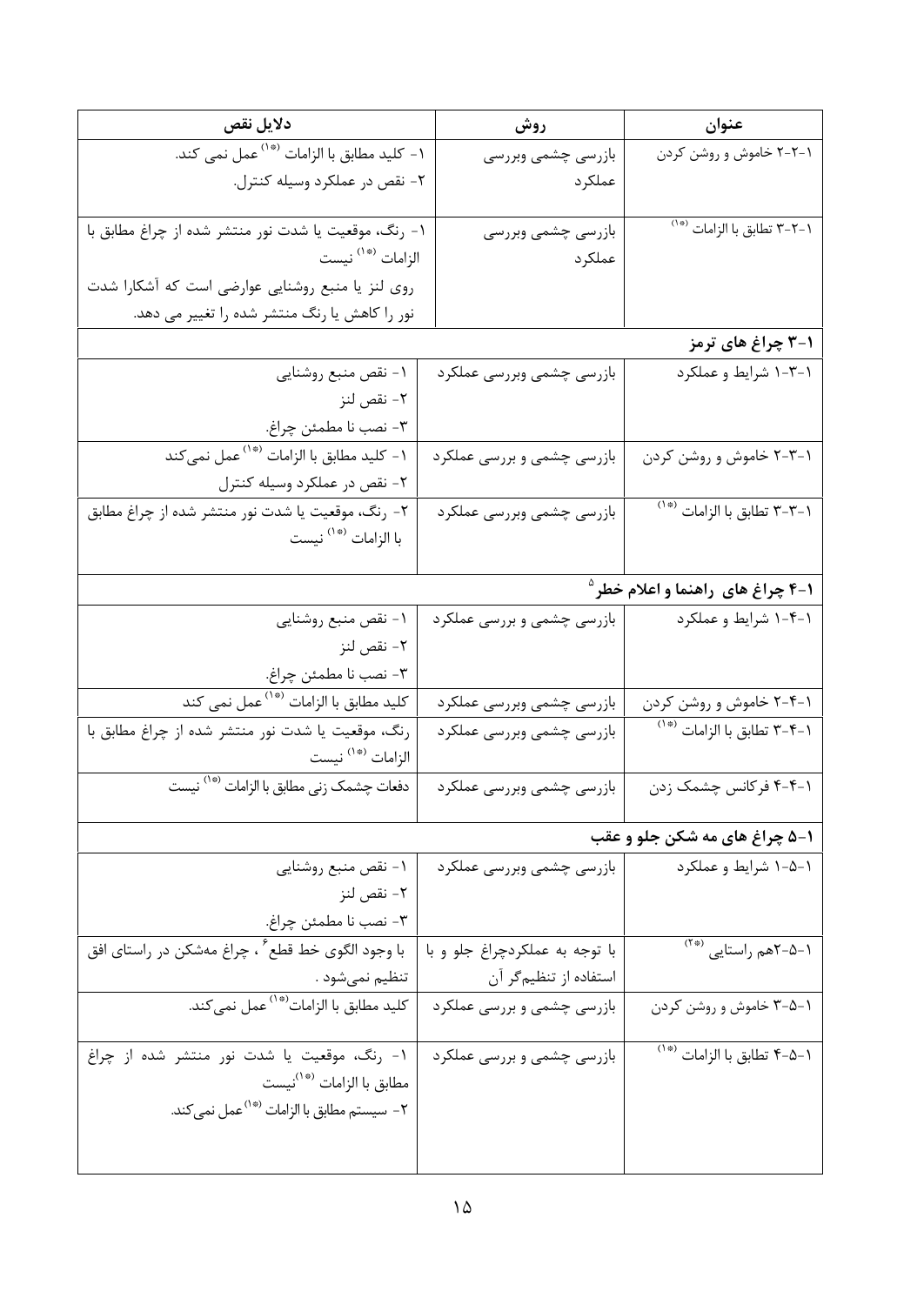| عنوان | روش | دلایل نقص |
|---|---|---|
| ۱-۲-۲ خاموش و روشن کردن | بازرسی چشمی وبررسی عملکرد | ۱- کلید مطابق با الزامات [*۱] عمل نمی کند.<br>۲- نقص در عملکرد وسیله کنترل. |
| ۱-۲-۳ تطابق با الزامات [*۱] | بازرسی چشمی وبررسی عملکرد | ۱- رنگ، موقعیت یا شدت نور منتشر شده از چراغ مطابق با الزامات [*۱] نیست<br>روی لنز یا منبع روشنایی عوارضی است که آشکارا شدت نور را کاهش یا رنگ منتشر شده را تغییر می دهد. |
| **۱-۳ چراغ های ترمز** | | |
| ۱-۳-۱ شرایط و عملکرد | بازرسی چشمی وبررسی عملکرد | ۱- نقص منبع روشنایی<br>۲- نقص لنز<br>۳- نصب نا مطمئن چراغ. |
| ۱-۳-۲ خاموش و روشن کردن | بازرسی چشمی و بررسی عملکرد | ۱- کلید مطابق با الزامات [*۱] عمل نمی‌کند<br>۲- نقص در عملکرد وسیله کنترل |
| ۱-۳-۳ تطابق با الزامات [*۱] | بازرسی چشمی وبررسی عملکرد | ۲- رنگ، موقعیت یا شدت نور منتشر شده از چراغ مطابق با الزامات [*۱] نیست |
| **۱-۴ چراغ های راهنما و اعلام خطر[۵]** | | |
| ۱-۴-۱ شرایط و عملکرد | بازرسی چشمی و بررسی عملکرد | ۱- نقص منبع روشنایی<br>۲- نقص لنز<br>۳- نصب نا مطمئن چراغ. |
| ۱-۴-۲ خاموش و روشن کردن | بازرسی چشمی وبررسی عملکرد | کلید مطابق با الزامات [*۱] عمل نمی کند |
| ۱-۴-۳ تطابق با الزامات [*۱] | بازرسی چشمی وبررسی عملکرد | رنگ، موقعیت یا شدت نور منتشر شده از چراغ مطابق با الزامات [*۱] نیست |
| ۱-۴-۴ فرکانس چشمک زدن | بازرسی چشمی وبررسی عملکرد | دفعات چشمک زنی مطابق با الزامات [*۱] نیست |
| **۱-۵ چراغ های مه شکن جلو و عقب** | | |
| ۱-۵-۱ شرایط و عملکرد | بازرسی چشمی وبررسی عملکرد | ۱- نقص منبع روشنایی<br>۲- نقص لنز<br>۳- نصب نا مطمئن چراغ. |
| ۱-۵-۲هم راستایی [*۲] | با توجه به عملکردچراغ جلو و با استفاده از تنظیم‌گر آن | با وجود الگوی خط قطع[۶]، چراغ مه‌شکن در راستای افق تنظیم نمی‌شود . |
| ۱-۵-۳ خاموش و روشن کردن | بازرسی چشمی و بررسی عملکرد | کلید مطابق با الزامات[*۱] عمل نمی‌کند. |
| ۱-۵-۴ تطابق با الزامات [*۱] | بازرسی چشمی و بررسی عملکرد | ۱- رنگ، موقعیت یا شدت نور منتشر شده از چراغ مطابق با الزامات [*۱]نیست<br>۲- سیستم مطابق با الزامات [*۱]عمل نمی‌کند. |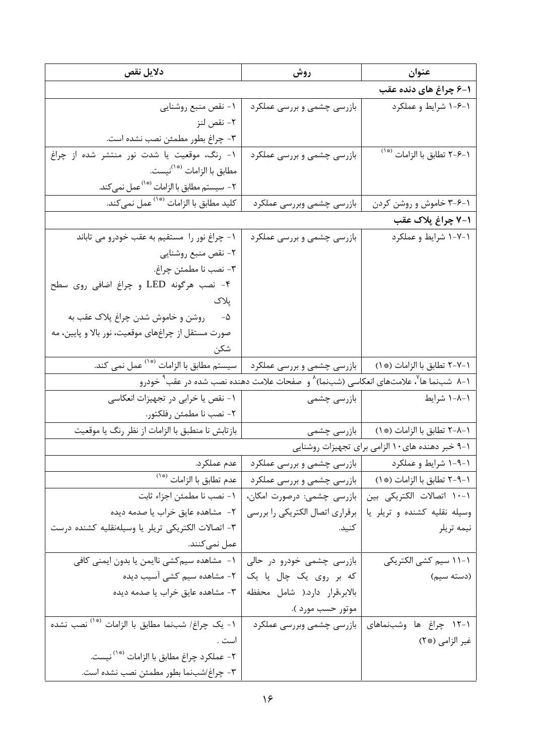| عنوان | روش | دلایل نقص |
|---|---|---|
| **۱-۶ چراغ های دنده عقب** | | |
| ۱-۶-۱ شرایط و عملکرد | بازرسی چشمی و بررسی عملکرد | ۱- نقص منبع روشنایی<br>۲- نقص لنز<br>۳- چراغ بطور مطمئن نصب نشده است. |
| ۱-۶-۲ تطابق با الزامات [(*۱)] | بازرسی چشمی و بررسی عملکرد | ۱- رنگ، موقعیت یا شدت نور منتشر شده از چراغ مطابق با الزامات [(*۱)] نیست.<br>۲- سیستم مطابق با الزامات [(*۱)] عمل نمی‌کند. |
| ۱-۶-۳ خاموش و روشن کردن | بازرسی چشمی وبررسی عملکرد | کلید مطابق با الزامات [(*۱)] عمل نمی‌کند. |
| **۱-۷ چراغ پلاک عقب** | | |
| ۱-۷-۱ شرایط و عملکرد | بازرسی چشمی و بررسی عملکرد | ۱- چراغ نور را مستقیم به عقب خودرو می تاباند<br>۲- نقص منبع روشنایی<br>۳- نصب نا مطمئن چراغ.<br>۴- نصب هرگونه LED و چراغ اضافی روی سطح پلاک<br>۵- روشن و خاموش شدن چراغ پلاک عقب به صورت مستقل از چراغ‌های موقعیت، نور بالا و پایین، مه شکن |
| ۱-۷-۲ تطابق با الزامات (*۱) | بازرسی چشمی و بررسی عملکرد | سیستم مطابق با الزامات [(*۱)] عمل نمی کند. |
| ۱-۸ شب‌نما ها[۷]، علامت‌های انعکاسی (شب‌نما)[۸] و صفحات علامت دهنده نصب شده در عقب[۹] خودرو | | |
| ۱-۸-۱ شرایط | بازرسی چشمی | ۱- نقص یا خرابی در تجهیزات انعکاسی<br>۲- نصب نا مطمئن رفلکتور. |
| ۱-۸-۲ تطابق با الزامات (*۱) | بازرسی چشمی | بازتابش نا منطبق با الزامات از نظر رنگ یا موقعیت |
| ۱-۹ خبر دهنده های۱۰ الزامی برای تجهیزات روشنایی | | |
| ۱-۹-۱ شرایط و عملکرد | بازرسی چشمی و بررسی عملکرد | عدم عملکرد. |
| ۱-۹-۲ تطابق با الزامات (*۱) | بازرسی چشمی و بررسی عملکرد | عدم تطابق با الزامات [(*۱)] |
| ۱-۱۰ اتصالات الکتریکی بین وسیله نقلیه کشنده و تریلر یا نیمه تریلر | بازرسی چشمی: درصورت امکان، برقراری اتصال الکتریکی را بررسی کنید. | ۱- نصب نا مطمئن اجزاء ثابت<br>۲- مشاهده عایق خراب یا صدمه دیده<br>۳- اتصالات الکتریکی تریلر یا وسیله‌نقلیه کشنده درست عمل نمی‌کنند. |
| ۱-۱۱ سیم کشی الکتریکی (دسته سیم) | بازرسی چشمی خودرو در حالی که بر روی یک چال یا یک بالابر،قرار دارد.( شامل محفظه موتور حسب مورد ). | ۱- مشاهده سیم‌کشی ناایمن یا بدون ایمنی کافی<br>۲- مشاهده سیم کشی آسیب دیده<br>۳- مشاهده عایق خراب یا صدمه دیده |
| ۱-۱۲ چراغ ها وشب‌نماهای غیر الزامی (*۲) | بازرسی چشمی وبررسی عملکرد | ۱- یک چراغ/ شب‌نما مطابق با الزامات [(*۱)] نصب نشده است .<br>۲- عملکرد چراغ مطابق با الزامات [(*۱)] نیست.<br>۳- چراغ/شب‌نما بطور مطمئن نصب نشده است. |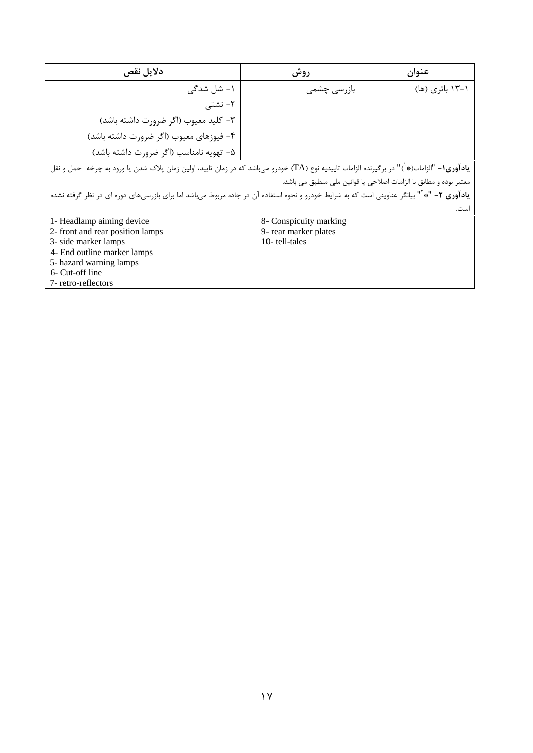| عنوان | روش | دلایل نقص |
|---|---|---|
| ۱-۱۳ باتری (ها) | بازرسی چشمی | ۱- شل شدگی<br>۲- نشتی<br>۳- کلید معیوب (اگر ضرورت داشته باشد)<br>۴- فیوزهای معیوب (اگر ضرورت داشته باشد)<br>۵- تهویه نامناسب (اگر ضرورت داشته باشد) |

**یادآوری۱**- "الزامات(*[1])" در برگیرنده الزامات تاییدیه نوع (TA) خودرو می‌باشد که در زمان تایید، اولین زمان پلاک شدن یا ورود به چرخه حمل و نقل معتبر بوده و مطابق با الزامات اصلاحی یا قوانین ملی منطبق می باشد.

**یادآوری ۲**- "*[2]" بیانگر عناوینی است که به شرایط خودرو و نحوه استفاده آن در جاده مربوط می‌باشد اما برای بازرسی‌های دوره ای در نظر گرفته نشده است.

| | |
|---|---|
| 1- Headlamp aiming device | 8- Conspicuity marking |
| 2- front and rear position lamps | 9- rear marker plates |
| 3- side marker lamps | 10- tell-tales |
| 4- End outline marker lamps | |
| 5- hazard warning lamps | |
| 6- Cut-off line | |
| 7- retro-reflectors | |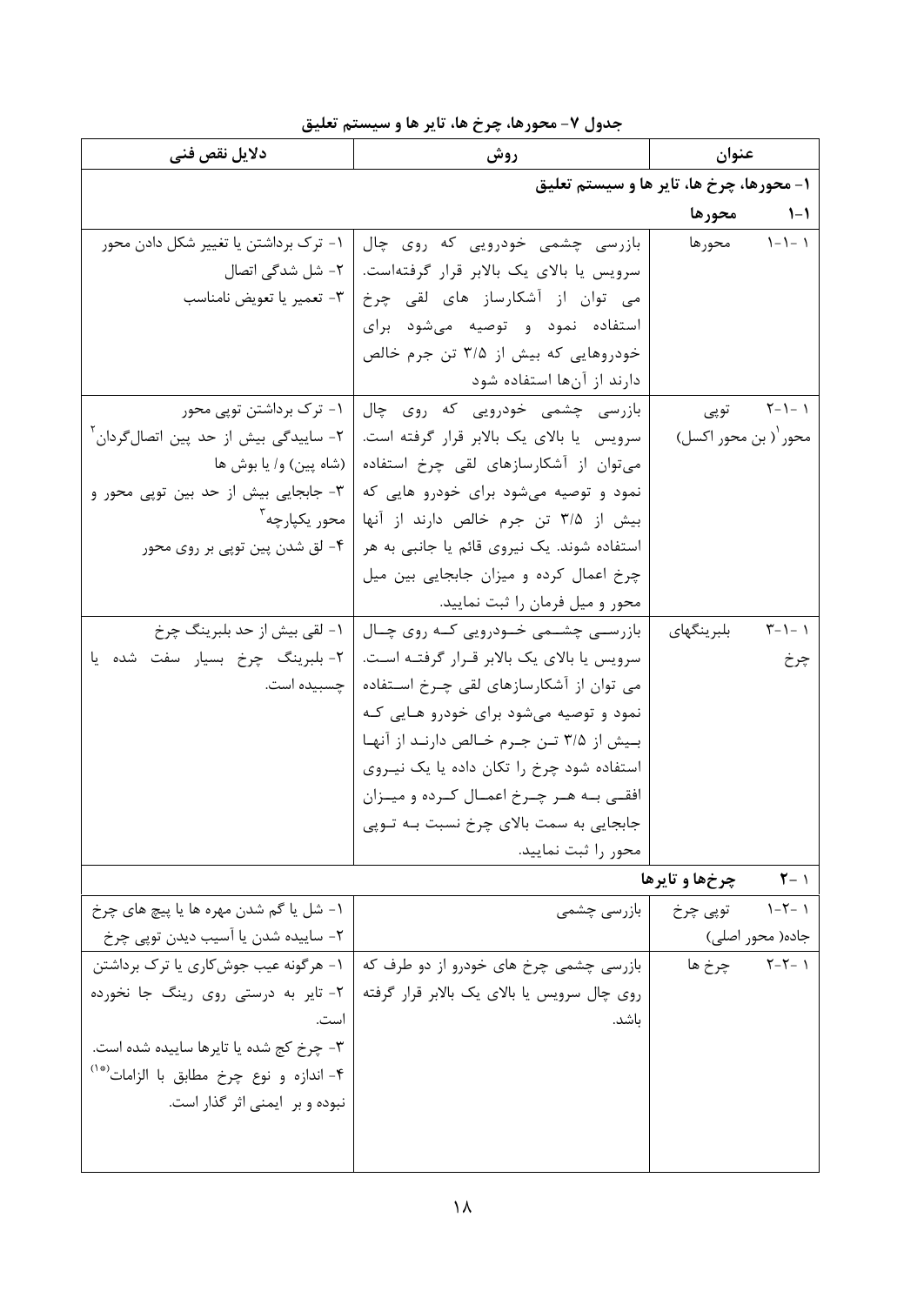**جدول ۷- محورها، چرخ ها، تایر ها و سیستم تعلیق**

| عنوان | روش | دلایل نقص فنی |
|---|---|---|
| **۱- محورها، چرخ ها، تایر ها و سیستم تعلیق** | | |
| **۱-۱ محورها** | | |
| ۱-۱-۱ محورها | بازرسی چشمی خودرویی که روی چال سرویس یا بالای یک بالابر قرار گرفته‌است. می توان از آشکارساز های لقی چرخ استفاده نمود و توصیه می‌شود برای خودروهایی که بیش از ۳/۵ تن جرم خالص دارند از آن‌ها استفاده شود | ۱- ترک برداشتن یا تغییر شکل دادن محور<br>۲- شل شدگی اتصال<br>۳- تعمیر یا تعویض نامناسب |
| ۱-۱-۲ توپی محور[1] (بن محور اکسل) | بازرسی چشمی خودرویی که روی چال سرویس یا بالای یک بالابر قرار گرفته است. می‌توان از آشکارسازهای لقی چرخ استفاده نمود و توصیه می‌شود برای خودرو هایی که بیش از ۳/۵ تن جرم خالص دارند از آنها استفاده شوند. یک نیروی قائم یا جانبی به هر چرخ اعمال کرده و میزان جابجایی بین میل محور و میل فرمان را ثبت نمایید. | ۱- ترک برداشتن توپی محور<br>۲- ساییدگی بیش از حد پین اتصال‌گردان[2] (شاه پین) و/ یا بوش ها<br>۳- جابجایی بیش از حد بین توپی محور و محور یکپارچه[3]<br>۴- لق شدن پین توپی بر روی محور |
| ۱-۱-۳ بلبرینگهای چرخ | بازرسی چشمی خودرویی که روی چال سرویس یا بالای یک بالابر قرار گرفته است. می توان از آشکارسازهای لقی چرخ استفاده نمود و توصیه می‌شود برای خودرو هایی که بیش از ۳/۵ تن جرم خالص دارند از آنها استفاده شود چرخ را تکان داده یا یک نیروی افقی به هر چرخ اعمال کرده و میزان جابجایی به سمت بالای چرخ نسبت به توپی محور را ثبت نمایید. | ۱- لقی بیش از حد بلبرینگ چرخ<br>۲- بلبرینگ چرخ بسیار سفت شده یا چسبیده است. |
| **۱-۲ چرخ‌ها و تایرها** | | |
| ۱-۲-۱ توپی چرخ جاده( محور اصلی) | بازرسی چشمی | ۱- شل یا گم شدن مهره ها یا پیچ های چرخ<br>۲- ساییده شدن یا آسیب دیدن توپی چرخ |
| ۱-۲-۲ چرخ ها | بازرسی چشمی چرخ های خودرو از دو طرف که روی چال سرویس یا بالای یک بالابر قرار گرفته باشد. | ۱- هرگونه عیب جوش‌کاری یا ترک برداشتن<br>۲- تایر به درستی روی رینگ جا نخورده است.<br>۳- چرخ کج شده یا تایرها ساییده شده است.<br>۴- اندازه و نوع چرخ مطابق با الزامات[*1] نبوده و بر ایمنی اثر گذار است. |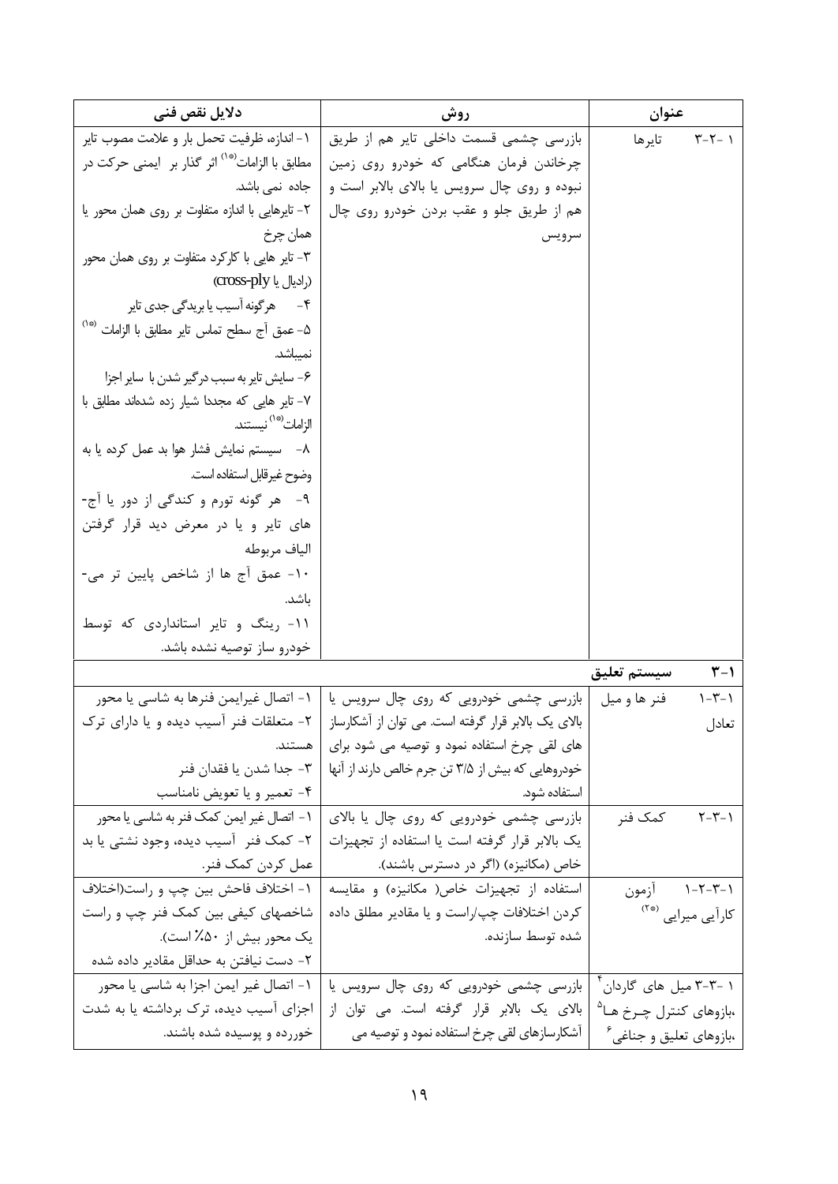| عنوان | روش | دلایل نقص فنی |
| --- | --- | --- |
| ۱ -۲-۳ تایرها | بازرسی چشمی قسمت داخلی تایر هم از طریق چرخاندن فرمان هنگامی که خودرو روی زمین نبوده و روی چال سرویس یا بالای بالابر است و هم از طریق جلو و عقب بردن خودرو روی چال سرویس | ۱- اندازه، ظرفیت تحمل بار و علامت مصوب تایر مطابق با الزامات[*۱] اثر گذار بر ایمنی حرکت در جاده نمی باشد.<br>۲- تایرهایی با اندازه متفاوت بر روی همان محور یا همان چرخ<br>۳- تایر هایی با کارکرد متفاوت بر روی همان محور (رادیال یا cross-ply)<br>۴- هرگونه آسیب یا بریدگی جدی تایر<br>۵- عمق آج سطح تماس تایر مطابق با الزامات [*۱] نمیباشد.<br>۶- سایش تایر به سبب درگیر شدن با سایر اجزا<br>۷- تایر هایی که مجددا شیار زده شده‌اند مطابق با الزامات[*۱] نیستند.<br>۸- سیستم نمایش فشار هوا بد عمل کرده یا به وضوح غیرقابل استفاده است.<br>۹- هر گونه تورم و کندگی از دور یا آج-های تایر و یا در معرض دید قرار گرفتن الیاف مربوطه<br>۱۰- عمق آج ها از شاخص پایین تر می-باشد.<br>۱۱- رینگ و تایر استانداردی که توسط خودرو ساز توصیه نشده باشد. |
| **۱-۳ سیستم تعلیق** | | |
| ۱-۳-۱ فنر ها و میل تعادل | بازرسی چشمی خودرویی که روی چال سرویس یا بالای یک بالابر قرار گرفته است. می توان از آشکارساز های لقی چرخ استفاده نمود و توصیه می شود برای خودروهایی که بیش از ۳/۵ تن جرم خالص دارند از آنها استفاده شود. | ۱- اتصال غیرایمن فنرها به شاسی یا محور<br>۲- متعلقات فنر آسیب دیده و یا دارای ترک هستند.<br>۳- جدا شدن یا فقدان فنر<br>۴- تعمیر و یا تعویض نامناسب |
| ۱-۳-۲ کمک فنر | بازرسی چشمی خودرویی که روی چال یا بالای یک بالابر قرار گرفته است یا استفاده از تجهیزات خاص (مکانیزه) (اگر در دسترس باشند). | ۱- اتصال غیر ایمن کمک فنر به شاسی یا محور<br>۲- کمک فنر آسیب دیده، وجود نشتی یا بد عمل کردن کمک فنر. |
| ۱-۳-۲-۱ آزمون کارآیی میرایی [*۲] | استفاده از تجهیزات خاص( مکانیزه) و مقایسه کردن اختلافات چپ/راست و یا مقادیر مطلق داده شده توسط سازنده. | ۱- اختلاف فاحش بین چپ و راست(اختلاف شاخصهای کیفی بین کمک فنر چپ و راست یک محور بیش از ۵۰٪ است).<br>۲- دست نیافتن به حداقل مقادیر داده شده |
| ۱ -۳-۳ میل های گاردان[۴] ،بازوهای کنترل چـرخ هـا[۵] ،بازوهای تعلیق و جناغی[۶] | بازرسی چشمی خودرویی که روی چال سرویس یا بالای یک بالابر قرار گرفته است. می توان از آشکارسازهای لقی چرخ استفاده نمود و توصیه می | ۱- اتصال غیر ایمن اجزا به شاسی یا محور اجزای آسیب دیده، ترک برداشته یا به شدت خورده و پوسیده شده باشند. |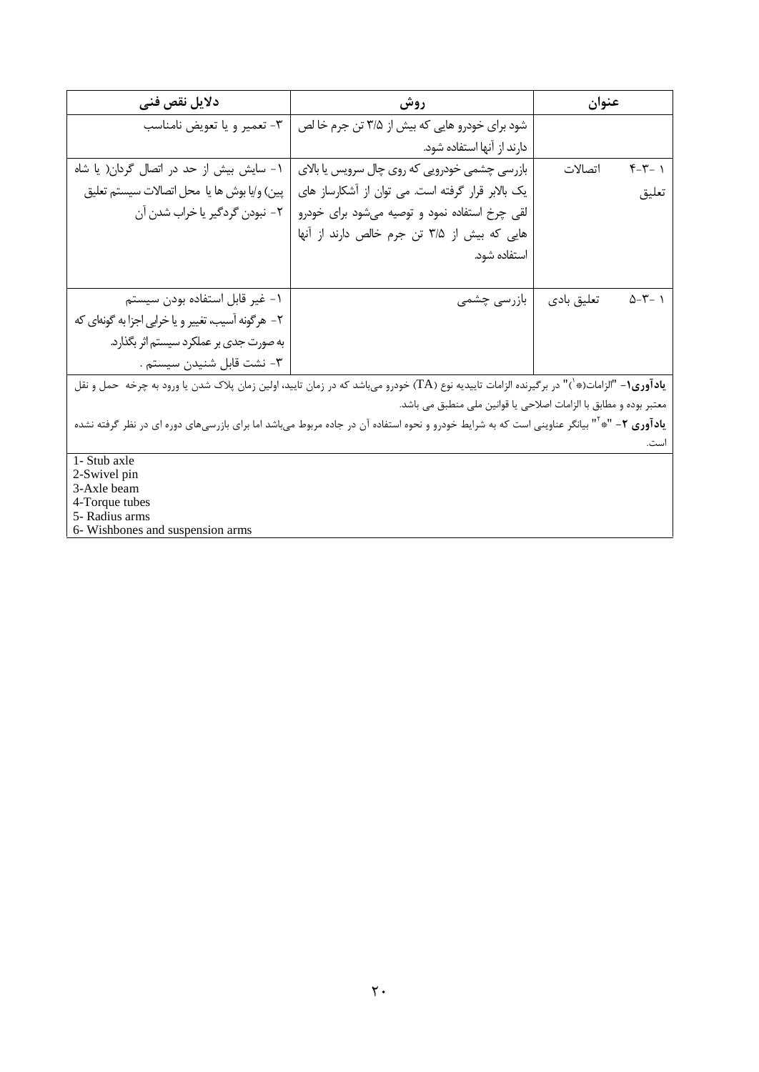| عنوان | روش | دلایل نقص فنی |
|---|---|---|
| | شود برای خودرو هایی که بیش از ۳/۵ تن جرم خا لص دارند از آنها استفاده شود. | ۳- تعمیر و یا تعویض نامناسب |
| ۱ -۳-۴ اتصالات تعلیق | بازرسی چشمی خودرویی که روی چال سرویس یا بالای یک بالابر قرار گرفته است. می توان از آشکارساز های لقی چرخ استفاده نمود و توصیه می‌شود برای خودرو هایی که بیش از ۳/۵ تن جرم خالص دارند از آنها استفاده شود. | ۱- سایش بیش از حد در اتصال گردان( یا شاه پین) و/یا بوش ها یا محل اتصالات سیستم تعلیق<br>۲- نبودن گردگیر یا خراب شدن آن |
| ۱ -۳-۵ تعلیق بادی | بازرسی چشمی | ۱- غیر قابل استفاده بودن سیستم<br>۲- هرگونه آسیب، تغییر و یا خرابی اجزا به گونه‌ای که به صورت جدی بر عملکرد سیستم اثر بگذارد.<br>۳- نشت قابل شنیدن سیستم . |

**یادآوری۱**- "الزامات(*[1])" در برگیرنده الزامات تاییدیه نوع (TA) خودرو می‌باشد که در زمان تایید، اولین زمان پلاک شدن یا ورود به چرخه حمل و نقل معتبر بوده و مطابق با الزامات اصلاحی یا قوانین ملی منطبق می باشد.

**یادآوری ۲**- "*[2]" بیانگر عناوینی است که به شرایط خودرو و نحوه استفاده آن در جاده مربوط می‌باشد اما برای بازرسی‌های دوره ای در نظر گرفته نشده است.

1- Stub axle
2-Swivel pin
3-Axle beam
4-Torque tubes
5- Radius arms
6- Wishbones and suspension arms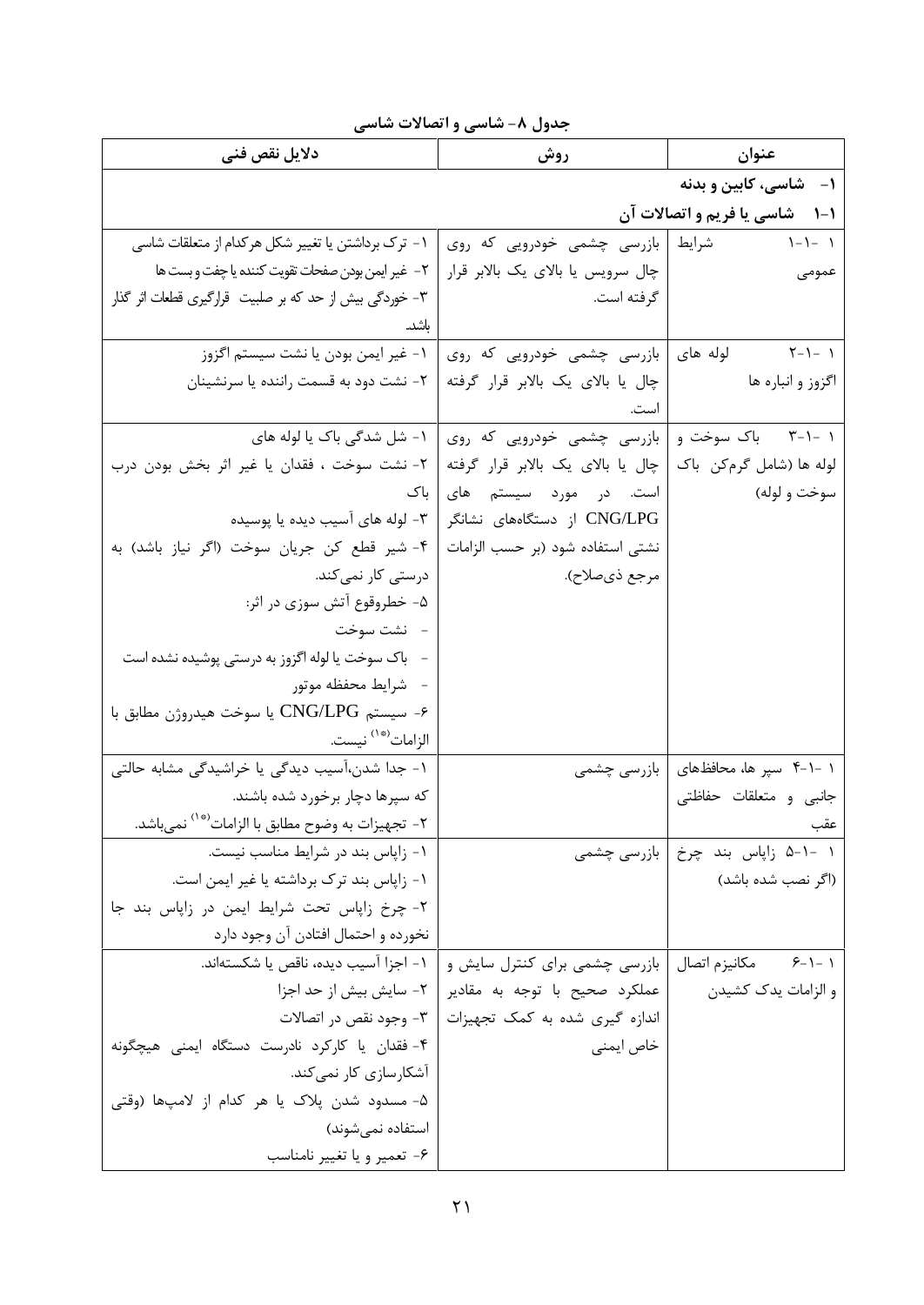**جدول ۸- شاسی و اتصالات شاسی**

| عنوان | روش | دلایل نقص فنی |
|---|---|---|
| **۱- شاسی، کابین و بدنه** | | |
| **۱-۱ شاسی یا فریم و اتصالات آن** | | |
| ۱ -۱-۱ شرایط عمومی | بازرسی چشمی خودرویی که روی چال سرویس یا بالای یک بالابر قرار گرفته است. | ۱- ترک برداشتن یا تغییر شکل هرکدام از متعلقات شاسی<br>۲- غیر ایمن بودن صفحات تقویت کننده یا چفت و بست ها<br>۳- خوردگی بیش از حد که بر صلبیت قرارگیری قطعات اثر گذار باشد. |
| ۱ -۱-۲ لوله های اگزوز و انباره ها | بازرسی چشمی خودرویی که روی چال یا بالای یک بالابر قرار گرفته است. | ۱- غیر ایمن بودن یا نشت سیستم اگزوز<br>۲- نشت دود به قسمت راننده یا سرنشینان |
| ۱ -۱-۳ باک سوخت و لوله ها (شامل گرم‌کن باک سوخت و لوله) | بازرسی چشمی خودرویی که روی چال یا بالای یک بالابر قرار گرفته است. در مورد سیستم های CNG/LPG از دستگاه‌های نشانگر نشتی استفاده شود (بر حسب الزامات مرجع ذی‌صلاح). | ۱- شل شدگی باک یا لوله های<br>۲- نشت سوخت ، فقدان یا غیر اثر بخش بودن درب باک<br>۳- لوله های آسیب دیده یا پوسیده<br>۴- شیر قطع کن جریان سوخت (اگر نیاز باشد) به درستی کار نمی‌کند.<br>۵- خطروقوع آتش سوزی در اثر:<br>- نشت سوخت<br>- باک سوخت یا لوله اگزوز به درستی پوشیده نشده است<br>- شرایط محفظه موتور<br>۶- سیستم CNG/LPG یا سوخت هیدروژن مطابق با الزامات[*1] نیست. |
| ۱ -۱-۴ سپر ها، محافظهای جانبی و متعلقات حفاظتی عقب | بازرسی چشمی | ۱- جدا شدن،آسیب دیدگی یا خراشیدگی مشابه حالتی که سپرها دچار برخورد شده باشند.<br>۲- تجهیزات به وضوح مطابق با الزامات[*1] نمی‌باشد. |
| ۱ -۱-۵ زاپاس بند چرخ (اگر نصب شده باشد) | بازرسی چشمی | ۱- زاپاس بند در شرایط مناسب نیست.<br>۱- زاپاس بند ترک برداشته یا غیر ایمن است.<br>۲- چرخ زاپاس تحت شرایط ایمن در زاپاس بند جا نخورده و احتمال افتادن آن وجود دارد |
| ۱ -۱-۶ مکانیزم اتصال و الزامات یدک کشیدن | بازرسی چشمی برای کنترل سایش و عملکرد صحیح با توجه به مقادیر اندازه گیری شده به کمک تجهیزات خاص ایمنی | ۱- اجزا آسیب دیده، ناقص یا شکسته‌اند.<br>۲- سایش بیش از حد اجزا<br>۳- وجود نقص در اتصالات<br>۴- فقدان یا کارکرد نادرست دستگاه ایمنی هیچگونه آشکارسازی کار نمی‌کند.<br>۵- مسدود شدن پلاک یا هر کدام از لامپ‌ها (وقتی استفاده نمی‌شوند)<br>۶- تعمیر و یا تغییر نامناسب |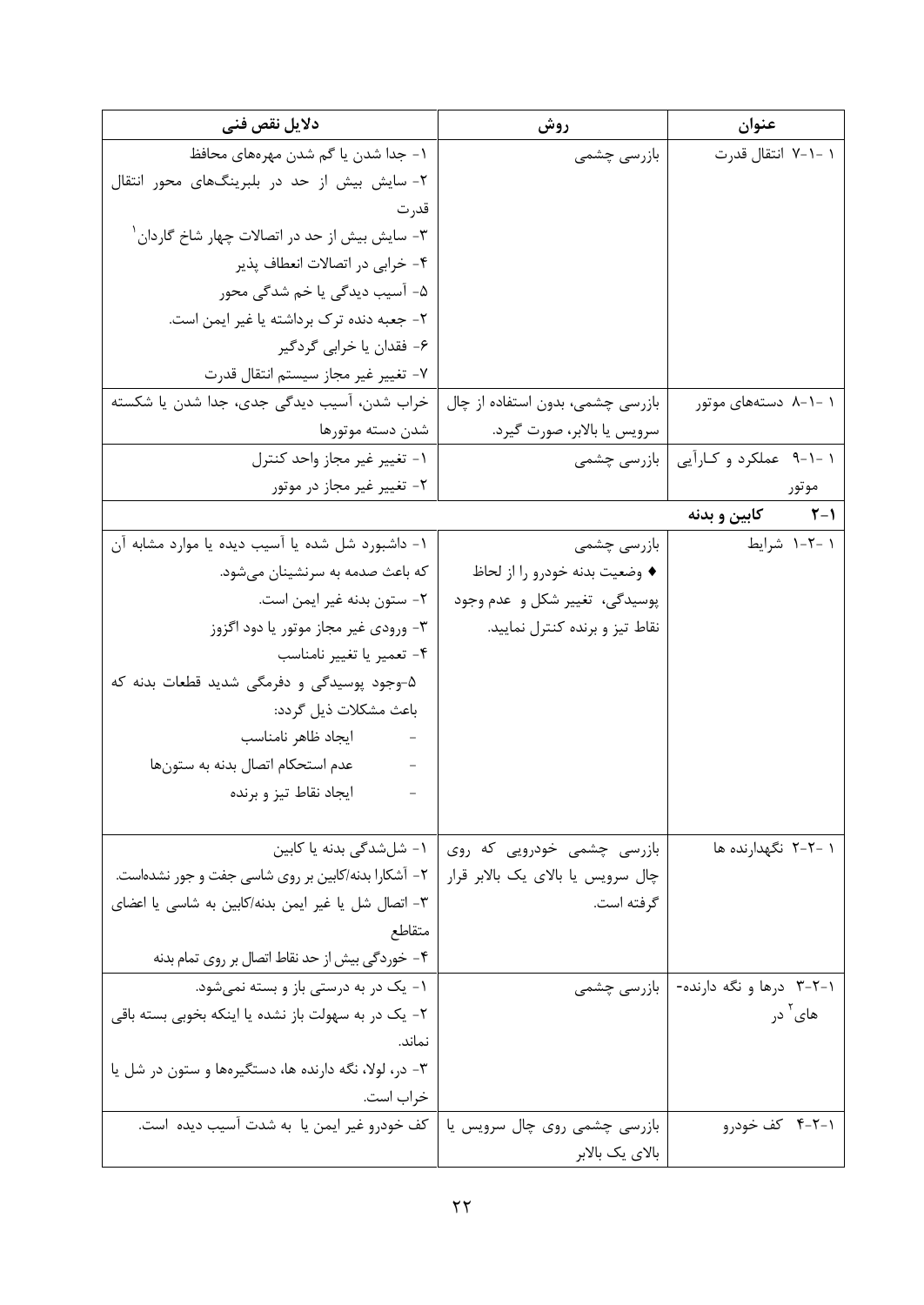| عنوان | روش | دلایل نقص فنی |
|---|---|---|
| ۱ -۱-۷ انتقال قدرت | بازرسی چشمی | ۱- جدا شدن یا گم شدن مهره‌های محافظ<br>۲- سایش بیش از حد در بلبرینگ‌های محور انتقال قدرت<br>۳- سایش بیش از حد در اتصالات چهار شاخ گاردان[1]<br>۴- خرابی در اتصالات انعطاف پذیر<br>۵- آسیب دیدگی یا خم شدگی محور<br>۲- جعبه دنده ترک برداشته یا غیر ایمن است.<br>۶- فقدان یا خرابی گردگیر<br>۷- تغییر غیر مجاز سیستم انتقال قدرت |
| ۱ -۱-۸ دسته‌های موتور | بازرسی چشمی، بدون استفاده از چال سرویس یا بالابر، صورت گیرد. | خراب شدن، آسیب دیدگی جدی، جدا شدن یا شکسته شدن دسته موتورها |
| ۱ -۱-۹ عملکرد و کـارآیی موتور | بازرسی چشمی | ۱- تغییر غیر مجاز واحد کنترل<br>۲- تغییر غیر مجاز در موتور |
| **۱-۲ کابین و بدنه** | | |
| ۱ -۲-۱ شرایط | بازرسی چشمی<br>♦ وضعیت بدنه خودرو را از لحاظ پوسیدگی، تغییر شکل و عدم وجود نقاط تیز و برنده کنترل نمایید. | ۱- داشبورد شل شده یا آسیب دیده یا موارد مشابه آن که باعث صدمه به سرنشینان می‌شود.<br>۲- ستون بدنه غیر ایمن است.<br>۳- ورودی غیر مجاز موتور یا دود اگزوز<br>۴- تعمیر یا تغییر نامناسب<br>۵-وجود پوسیدگی و دفرمگی شدید قطعات بدنه که باعث مشکلات ذیل گردد:<br>- ایجاد ظاهر نامناسب<br>- عدم استحکام اتصال بدنه به ستون‌ها<br>- ایجاد نقاط تیز و برنده |
| ۱ -۲-۲ نگهدارنده ها | بازرسی چشمی خودرویی که روی چال سرویس یا بالای یک بالابر قرار گرفته است. | ۱- شل‌شدگی بدنه یا کابین<br>۲- آشکارا بدنه/کابین بر روی شاسی جفت و جور نشده‌است.<br>۳- اتصال شل یا غیر ایمن بدنه/کابین به شاسی یا اعضای متقاطع<br>۴- خوردگی بیش از حد نقاط اتصال بر روی تمام بدنه |
| ۱-۲-۳ درها و نگه دارنده‌های[2] در | بازرسی چشمی | ۱- یک در به درستی باز و بسته نمی‌شود.<br>۲- یک در به سهولت باز نشده یا اینکه بخوبی بسته باقی نماند.<br>۳- در، لولا، نگه دارنده ها، دستگیره‌ها و ستون در شل یا خراب است. |
| ۱-۲-۴ کف خودرو | بازرسی چشمی روی چال سرویس یا بالای یک بالابر | کف خودرو غیر ایمن یا به شدت آسیب دیده است. |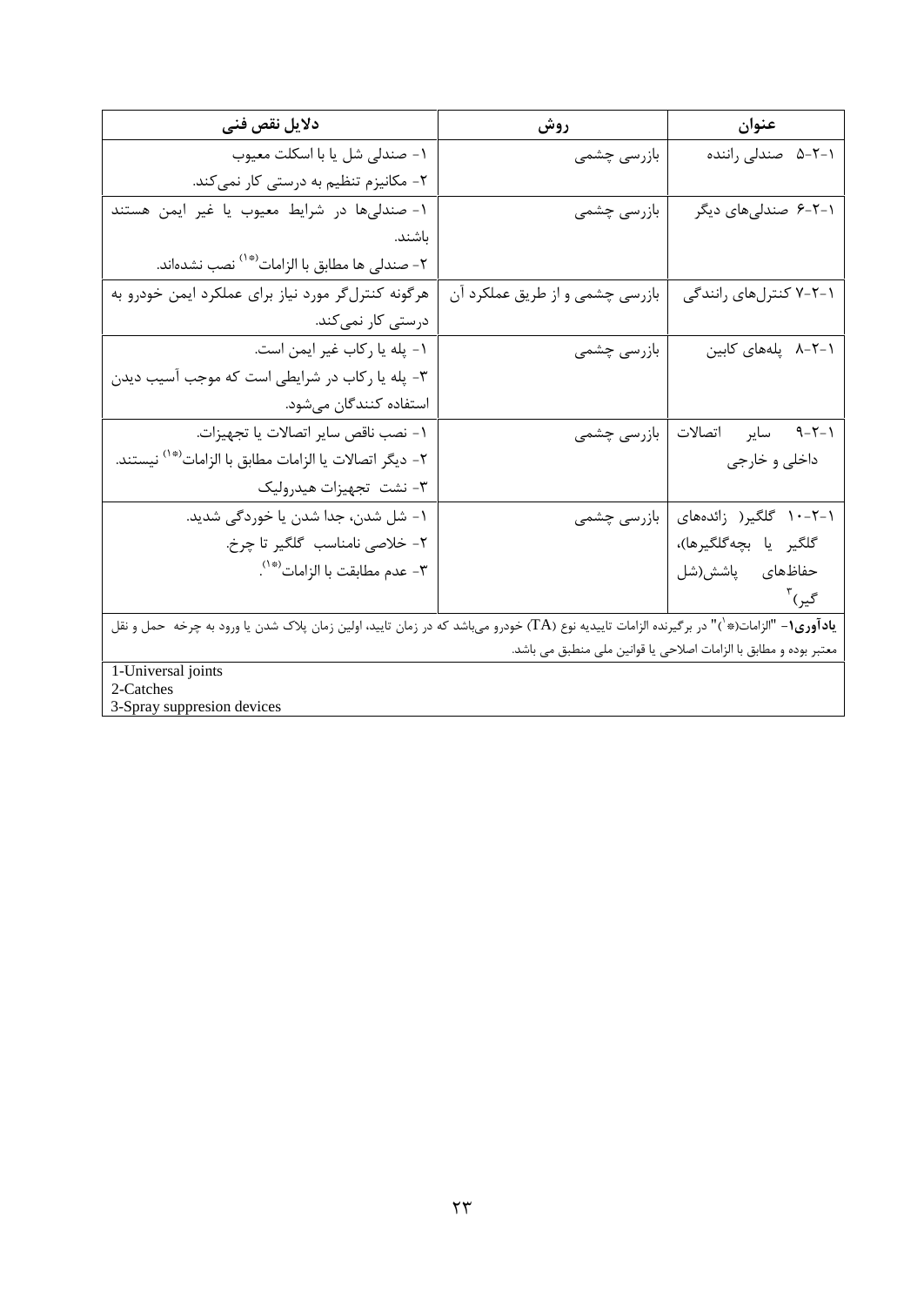| عنوان | روش | دلایل نقص فنی |
| --- | --- | --- |
| ۱-۲-۵ صندلی راننده | بازرسی چشمی | ۱- صندلی شل یا با اسکلت معیوب<br>۲- مکانیزم تنظیم به درستی کار نمی‌کند. |
| ۱-۲-۶ صندلی‌های دیگر | بازرسی چشمی | ۱- صندلی‌ها در شرایط معیوب یا غیر ایمن هستند باشند.<br>۲- صندلی ها مطابق با الزامات(*۱) نصب نشده‌اند. |
| ۱-۲-۷ کنترل‌های رانندگی | بازرسی چشمی و از طریق عملکرد آن | هرگونه کنترل‌گر مورد نیاز برای عملکرد ایمن خودرو به درستی کار نمی‌کند. |
| ۱-۲-۸ پله‌های کابین | بازرسی چشمی | ۱- پله یا رکاب غیر ایمن است.<br>۳- پله یا رکاب در شرایطی است که موجب آسیب دیدن استفاده کنندگان می‌شود. |
| ۱-۲-۹ سایر اتصالات داخلی و خارجی | بازرسی چشمی | ۱- نصب ناقص سایر اتصالات یا تجهیزات.<br>۲- دیگر اتصالات یا الزامات مطابق با الزامات(*۱) نیستند.<br>۳- نشت تجهیزات هیدرولیک |
| ۱-۲-۱۰ گلگیر( زائده‌های گلگیر یا بچه‌گلگیرها)، حفاظ‌های پاشش(شل گیر)[3] | بازرسی چشمی | ۱- شل شدن، جدا شدن یا خوردگی شدید.<br>۲- خلاصی نامناسب گلگیر تا چرخ.<br>۳- عدم مطابقت با الزامات(*۱). |

**یادآوری۱**- "الزامات(*۱)" در برگیرنده الزامات تاییدیه نوع (TA) خودرو می‌باشد که در زمان تایید، اولین زمان پلاک شدن یا ورود به چرخه حمل و نقل معتبر بوده و مطابق با الزامات اصلاحی یا قوانین ملی منطبق می باشد.

1-Universal joints
2-Catches
3-Spray suppresion devices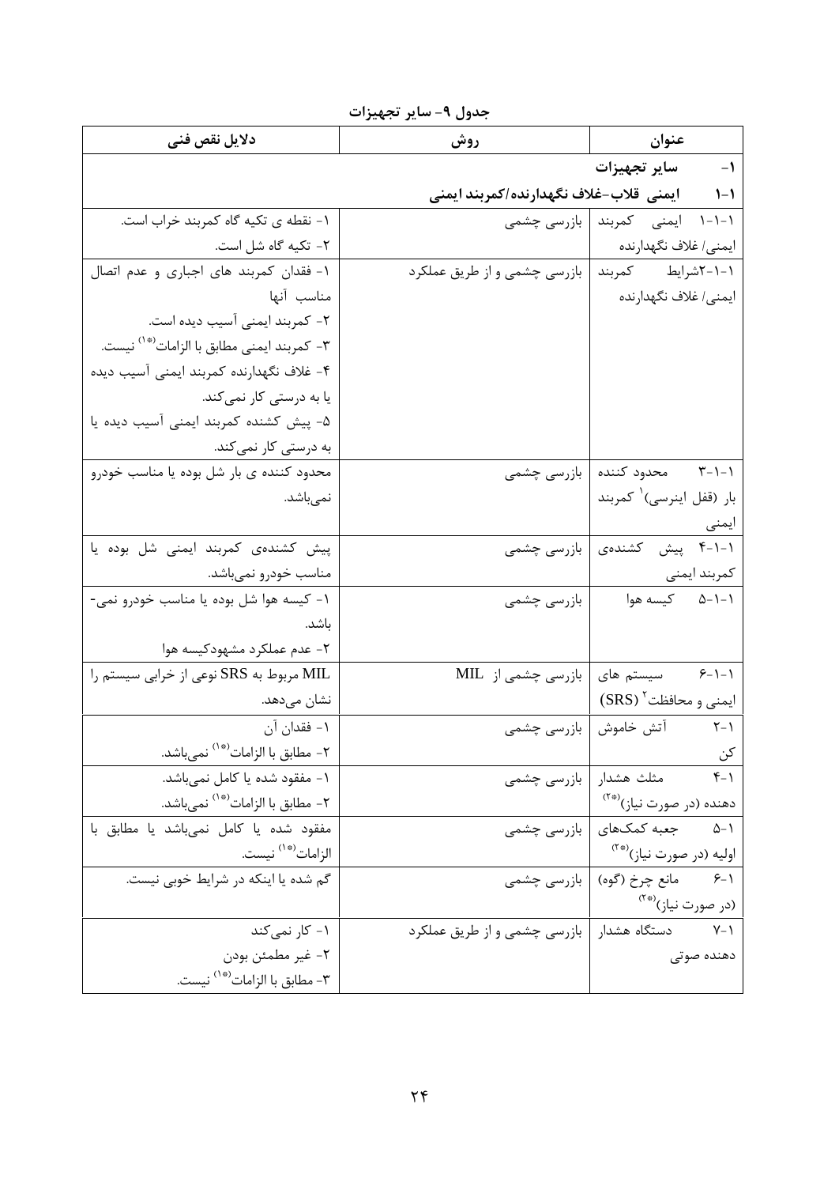**جدول ۹- سایر تجهیزات**

| عنوان | روش | دلایل نقص فنی |
|---|---|---|
| ۱- سایر تجهیزات | | |
| ۱-۱ ایمنی قلاب-غلاف نگهدارنده/کمربند ایمنی | | |
| ۱-۱-۱ ایمنی کمربند ایمنی/ غلاف نگهدارنده | بازرسی چشمی | ۱- نقطه ی تکیه گاه کمربند خراب است.<br>۲- تکیه گاه شل است. |
| ۱-۱-۲شرایط کمربند ایمنی/ غلاف نگهدارنده | بازرسی چشمی و از طریق عملکرد | ۱- فقدان کمربند های اجباری و عدم اتصال مناسب آنها<br>۲- کمربند ایمنی آسیب دیده است.<br>۳- کمربند ایمنی مطابق با الزامات(*۱) نیست.<br>۴- غلاف نگهدارنده کمربند ایمنی آسیب دیده یا به درستی کار نمی‌کند.<br>۵- پیش کشنده کمربند ایمنی آسیب دیده یا به درستی کار نمی‌کند. |
| ۱-۱-۳ محدود کننده بار (قفل اینرسی)[1] کمربند ایمنی | بازرسی چشمی | محدود کننده ی بار شل بوده یا مناسب خودرو نمی‌باشد. |
| ۱-۱-۴ پیش کشنده‌ی کمربند ایمنی | بازرسی چشمی | پیش کشنده‌ی کمربند ایمنی شل بوده یا مناسب خودرو نمی‌باشد. |
| ۱-۱-۵ کیسه هوا | بازرسی چشمی | ۱- کیسه هوا شل بوده یا مناسب خودرو نمی-باشد.<br>۲- عدم عملکرد مشهودکیسه هوا |
| ۱-۱-۶ سیستم های ایمنی و محافظت[2] (SRS) | بازرسی چشمی از MIL | MIL مربوط به SRS نوعی از خرابی سیستم را نشان می‌دهد. |
| ۱-۲ آتش خاموش کن | بازرسی چشمی | ۱- فقدان آن<br>۲- مطابق با الزامات(*۱) نمی‌باشد. |
| ۱-۴ مثلث هشدار دهنده (در صورت نیاز)(*۲) | بازرسی چشمی | ۱- مفقود شده یا کامل نمی‌باشد.<br>۲- مطابق با الزامات(*۱) نمی‌باشد. |
| ۱-۵ جعبه کمک‌های اولیه (در صورت نیاز)(*۲) | بازرسی چشمی | مفقود شده یا کامل نمی‌باشد یا مطابق با الزامات(*۱) نیست. |
| ۱-۶ مانع چرخ (گوه) (در صورت نیاز)(*۲) | بازرسی چشمی | گم شده یا اینکه در شرایط خوبی نیست. |
| ۱-۷ دستگاه هشدار دهنده صوتی | بازرسی چشمی و از طریق عملکرد | ۱- کار نمی‌کند<br>۲- غیر مطمئن بودن<br>۳- مطابق با الزامات(*۱) نیست. |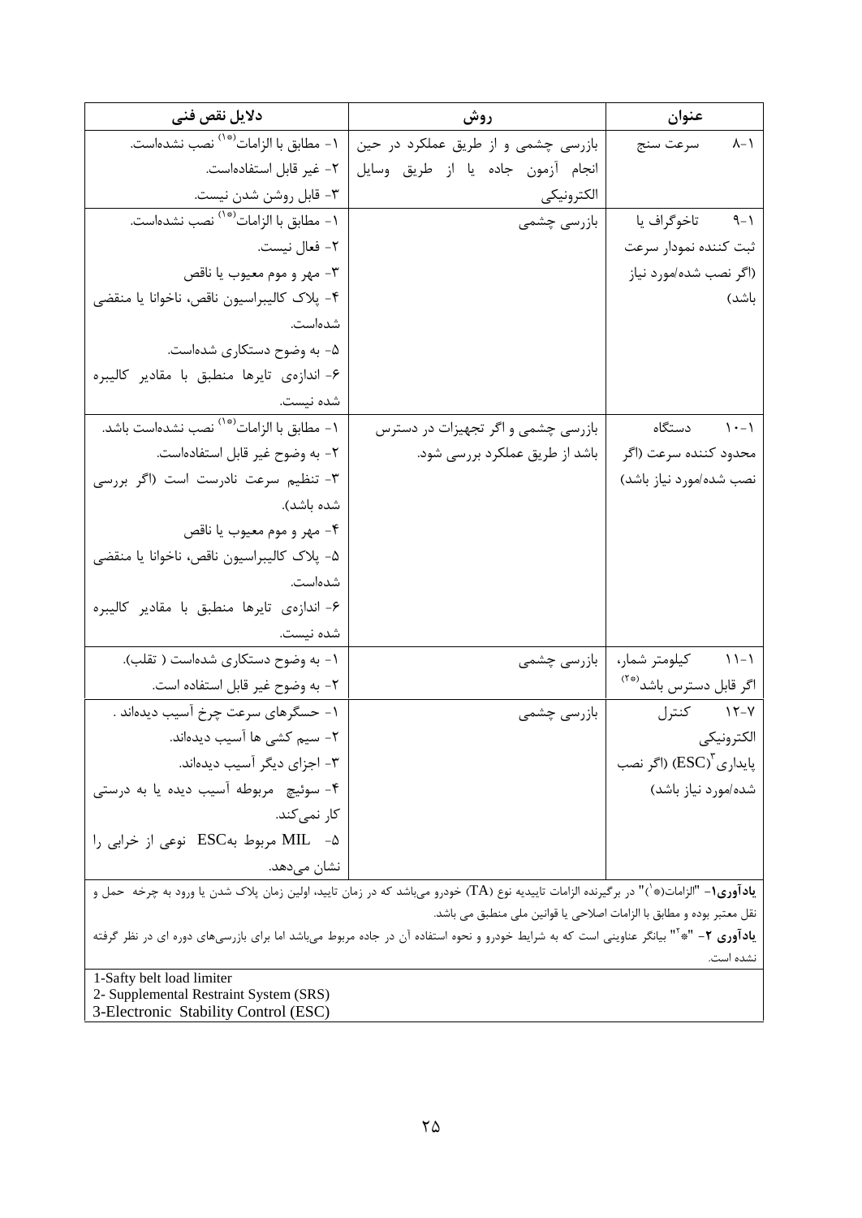| عنوان | روش | دلایل نقص فنی |
|---|---|---|
| ۱-۸ سرعت سنج | بازرسی چشمی و از طریق عملکرد در حین انجام آزمون جاده یا از طریق وسایل الکترونیکی | ۱- مطابق با الزامات[*۱] نصب نشده‌است.<br>۲- غیر قابل استفاده‌است.<br>۳- قابل روشن شدن نیست. |
| ۱-۹ تاخوگراف یا ثبت کننده نمودار سرعت (اگر نصب شده/مورد نیاز باشد) | بازرسی چشمی | ۱- مطابق با الزامات[*۱] نصب نشده‌است.<br>۲- فعال نیست.<br>۳- مهر و موم معیوب یا ناقص<br>۴- پلاک کالیبراسیون ناقص، ناخوانا یا منقضی شده‌است.<br>۵- به وضوح دستکاری شده‌است.<br>۶- اندازه‌ی تایرها منطبق با مقادیر کالیبره شده نیست. |
| ۱-۱۰ دستگاه محدود کننده سرعت (اگر نصب شده/مورد نیاز باشد) | بازرسی چشمی و اگر تجهیزات در دسترس باشد از طریق عملکرد بررسی شود. | ۱- مطابق با الزامات[*۱] نصب نشده‌است باشد.<br>۲- به وضوح غیر قابل استفاده‌است.<br>۳- تنظیم سرعت نادرست است (اگر بررسی شده باشد).<br>۴- مهر و موم معیوب یا ناقص<br>۵- پلاک کالیبراسیون ناقص، ناخوانا یا منقضی شده‌است.<br>۶- اندازه‌ی تایرها منطبق با مقادیر کالیبره شده نیست. |
| ۱-۱۱ کیلومتر شمار، اگر قابل دسترس باشد[*۲] | بازرسی چشمی | ۱- به وضوح دستکاری شده‌است ( تقلب).<br>۲- به وضوح غیر قابل استفاده است. |
| ۷-۱۲ کنترل الکترونیکی پایداری[۳](ESC) (اگر نصب شده/مورد نیاز باشد) | بازرسی چشمی | ۱- حسگرهای سرعت چرخ آسیب دیده‌اند .<br>۲- سیم کشی ها آسیب دیده‌اند.<br>۳- اجزای دیگر آسیب دیده‌اند.<br>۴- سوئیچ مربوطه آسیب دیده یا به درستی کار نمی‌کند.<br>۵- MIL مربوط بهESC نوعی از خرابی را نشان می‌دهد. |

**یادآوری۱-** "الزامات(*[۱])" در برگیرنده الزامات تاییدیه نوع (TA) خودرو می‌باشد که در زمان تایید، اولین زمان پلاک شدن یا ورود به چرخه حمل و نقل معتبر بوده و مطابق با الزامات اصلاحی یا قوانین ملی منطبق می باشد.

**یادآوری ۲-** "*[۲]" بیانگر عناوینی است که به شرایط خودرو و نحوه استفاده آن در جاده مربوط می‌باشد اما برای بازرسی‌های دوره ای در نظر گرفته نشده است.

1-Safty belt load limiter
2- Supplemental Restraint System (SRS)
3-Electronic Stability Control (ESC)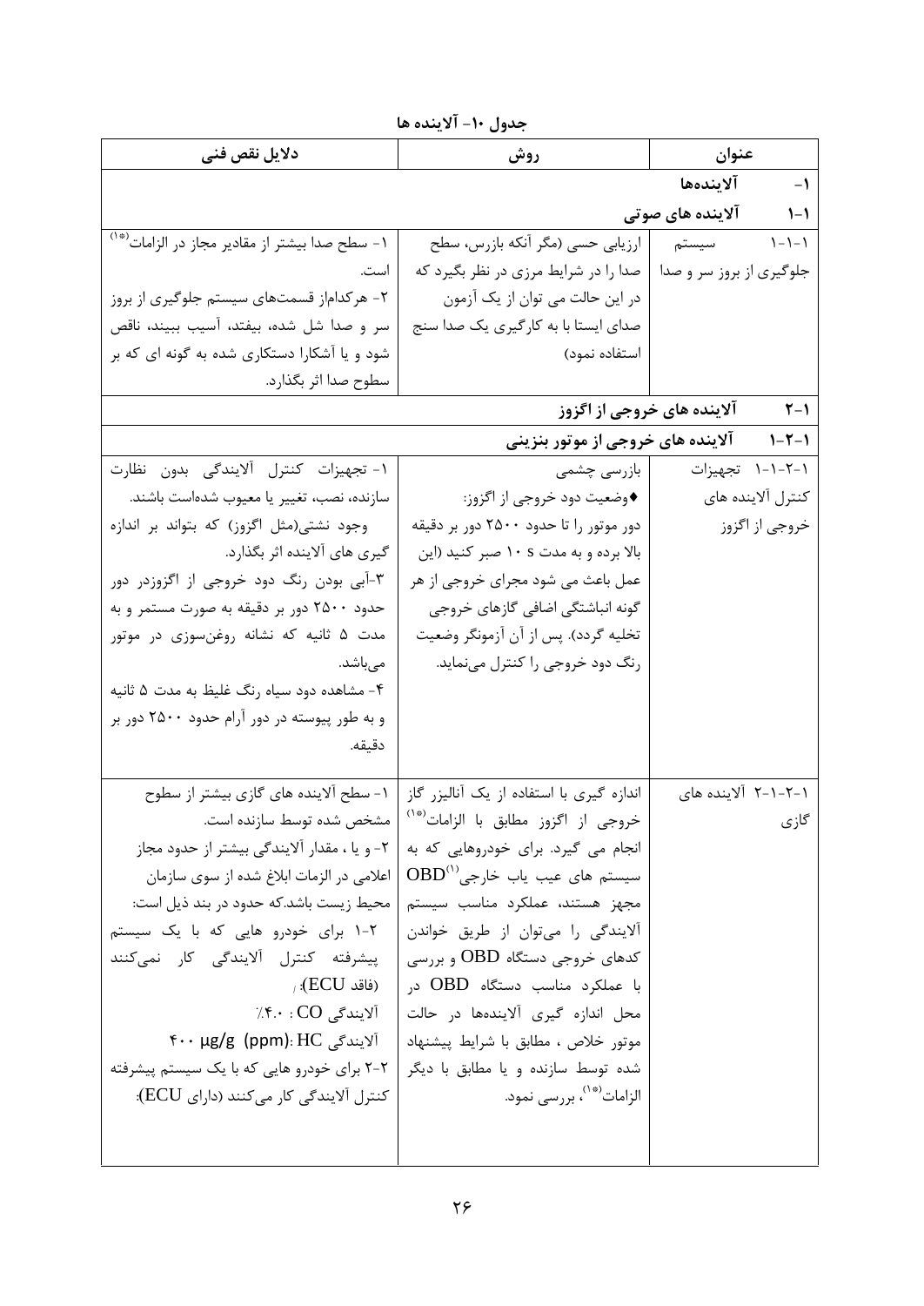جدول ۱۰- آلاینده ها

| عنوان | روش | دلایل نقص فنی |
|---|---|---|
| ۱- آلاینده‌ها | | |
| ۱-۱ آلاینده های صوتی | | |
| ۱-۱-۱ سیستم جلوگیری از بروز سر و صدا | ارزیابی حسی (مگر آنکه بازرس، سطح صدا را در شرایط مرزی در نظر بگیرد که در این حالت می توان از یک آزمون صدای ایستا با به کارگیری یک صدا سنج استفاده نمود) | ۱- سطح صدا بیشتر از مقادیر مجاز در الزامات[*۱] است.<br>۲- هرکداماز قسمت‌های سیستم جلوگیری از بروز سر و صدا شل شده، بیفتد، آسیب ببیند، ناقص شود و یا آشکارا دستکاری شده به گونه ای که بر سطوح صدا اثر بگذارد. |
| ۱-۲ آلاینده های خروجی از اگزوز | | |
| ۱-۲-۱ آلاینده های خروجی از موتور بنزینی | | |
| ۱-۲-۱-۱ تجهیزات کنترل آلاینده های خروجی از اگزوز | بازرسی چشمی<br>♦وضعیت دود خروجی از اگزوز:<br>دور موتور را تا حدود ۲۵۰۰ دور بر دقیقه بالا برده و به مدت ۱۰ s صبر کنید (این عمل باعث می شود مجرای خروجی از هر گونه انباشتگی اضافی گازهای خروجی تخلیه گردد). پس از آن آزمونگر وضعیت رنگ دود خروجی را کنترل می‌نماید. | ۱- تجهیزات کنترل آلایندگی بدون نظارت سازنده، نصب، تغییر یا معیوب شده‌است باشند.<br>وجود نشتی(مثل اگزوز) که بتواند بر اندازه گیری های آلاینده اثر بگذارد.<br>۳-آبی بودن رنگ دود خروجی از اگزوزدر دور حدود ۲۵۰۰ دور بر دقیقه به صورت مستمر و به مدت ۵ ثانیه که نشانه روغن‌سوزی در موتور می‌باشد.<br>۴- مشاهده دود سیاه رنگ غلیظ به مدت ۵ ثانیه و به طور پیوسته در دور آرام حدود ۲۵۰۰ دور بر دقیقه. |
| ۱-۲-۱-۲ آلاینده های گازی | اندازه گیری با استفاده از یک آنالیزر گاز خروجی از اگزوز مطابق با الزامات[*۱] انجام می گیرد. برای خودروهایی که به سیستم های عیب یاب خارجی OBD[۱] مجهز هستند، عملکرد مناسب سیستم آلایندگی را می‌توان از طریق خواندن کدهای خروجی دستگاه OBD و بررسی با عملکرد مناسب دستگاه OBD در محل اندازه گیری آلاینده‌ها در حالت موتور خلاص ، مطابق با شرایط پیشنهاد شده توسط سازنده و یا مطابق با دیگر الزامات[*۱]، بررسی نمود. | ۱- سطح آلاینده های گازی بیشتر از سطوح مشخص شده توسط سازنده است.<br>۲- و یا ، مقدار آلایندگی بیشتر از حدود مجاز اعلامی در الزمات ابلاغ شده از سوی سازمان محیط زیست باشد.که حدود در بند ذیل است:<br>۲-۱ برای خودرو هایی که با یک سیستم پیشرفته کنترل آلایندگی کار نمی‌کنند (فاقد ECU):<br>آلایندگی CO : ۴.۰٪<br>آلایندگی HC :(ppm) µg/g ۴۰۰<br>۲-۲ برای خودرو هایی که با یک سیستم پیشرفته کنترل آلایندگی کار می‌کنند (دارای ECU): |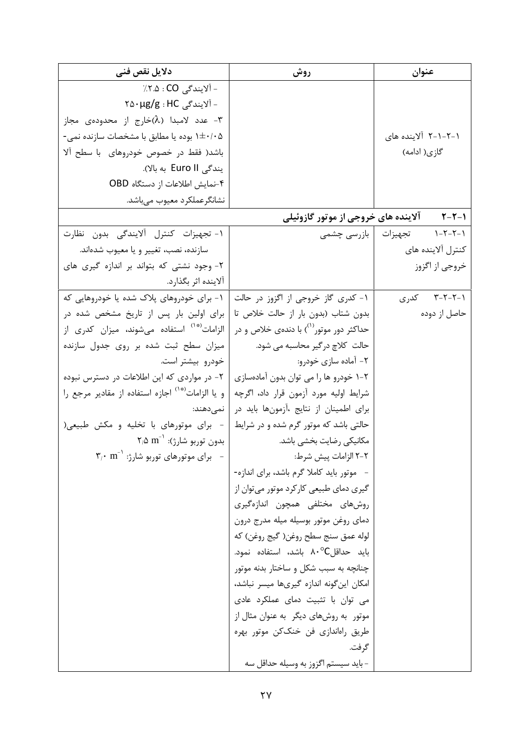| عنوان | روش | دلایل نقص فنی |
|---|---|---|
| ۱-۲-۱-۲ آلاینده های گازی( ادامه) | | - آلایندگی CO : ۲.۵٪<br>- آلایندگی HC : ۲۵۰µg/g<br>۳- عدد لامبدا (λ)خارج از محدوده‌ی مجاز ۰/۰۵±۱ بوده یا مطابق با مشخصات سازنده نمی-باشد( فقط در خصوص خودروهای با سطح آلا یندگی Euro II به بالا).<br>۴-نمایش اطلاعات از دستگاه OBD نشانگرعملکرد معیوب می‌باشد. |
| **۲-۲-۱ آلاینده های خروجی از موتور گازوئیلی** | | |
| ۱-۲-۲-۱ تجهیزات کنترل آلاینده های خروجی از اگزوز | بازرسی چشمی | ۱- تجهیزات کنترل آلایندگی بدون نظارت سازنده، نصب، تغییر و یا معیوب شده‌اند.<br>۲- وجود نشتی که بتواند بر اندازه گیری های آلاینده اثر بگذارد. |
| ۱-۲-۲-۳ کدری حاصل از دوده | ۱- کدری گاز خروجی از اگزوز در حالت بدون شتاب (بدون بار از حالت خلاص تا حداکثر دور موتور[1]) با دنده‌ی خلاص و در حالت کلاچ درگیر محاسبه می شود.<br>۲- آماده سازی خودرو:<br>۲-۱ خودرو ها را می توان بدون آماده‌سازی شرایط اولیه مورد آزمون قرار داد، اگرچه برای اطمینان از نتایج ،آزمون‌ها باید در حالتی باشد که موتور گرم شده و در شرایط مکانیکی رضایت بخشی باشد.<br>۲-۲ الزامات پیش شرط:<br>- موتور باید کاملا گرم باشد، برای اندازه-گیری دمای طبیعی کارکرد موتور می‌توان از روش‌های مختلفی همچون اندازه‌گیری دمای روغن موتور بوسیله میله مدرج درون لوله عمق سنج سطح روغن( گیج روغن) که باید حداقل‌۸۰°C باشد، استفاده نمود. چنانچه به سبب شکل و ساختار بدنه موتور امکان این‌گونه اندازه گیری‌ها میسر نباشد، می توان با تثبیت دمای عملکرد عادی موتور به روش‌های دیگر به عنوان مثال از طریق راه‌اندازی فن خنک‌کن موتور بهره گرفت.<br>- باید سیستم اگزوز به وسیله حداقل سه | ۱- برای خودروهای پلاک شده یا خودروهایی که برای اولین بار پس از تاریخ مشخص شده در الزامات[*1] استفاده می‌شوند، میزان کدری از میزان سطح ثبت شده بر روی جدول سازنده خودرو بیشتر است.<br>۲- در مواردی که این اطلاعات در دسترس نبوده و یا الزامات[*1] اجازه استفاده از مقادیر مرجع را نمی‌دهند:<br>- برای موتورهای با تخلیه و مکش طبیعی( بدون توربو شارژ): $۲/۵\ m^{-1}$<br>- برای موتورهای توربو شارژ: $۳/۰\ m^{-1}$ |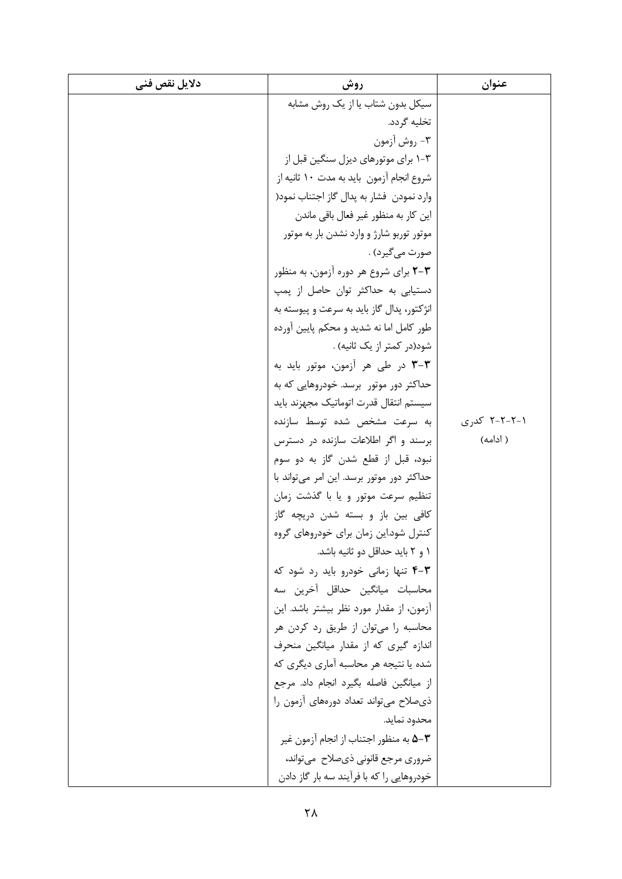| عنوان | روش | دلایل نقص فنی |
|---|---|---|
| ۱-۲-۲-۲ کدری (ادامه) | سیکل بدون شتاب یا از یک روش مشابه تخلیه گردد.<br>۳- روش آزمون<br>۳-۱ برای موتورهای دیزل سنگین قبل از شروع انجام آزمون باید به مدت ۱۰ ثانیه از وارد نمودن فشار به پدال گاز اجتناب نمود( این کار به منظور غیر فعال باقی ماندن موتور توربو شارژ و وارد نشدن بار به موتور صورت می‌گیرد) .<br>**۳-۲** برای شروع هر دوره آزمون، به منظور دستیابی به حداکثر توان حاصل از پمپ انژکتور، پدال گاز باید به سرعت و پیوسته به طور کامل اما نه شدید و محکم پایین آورده شود(در کمتر از یک ثانیه) .<br>**۳-۳** در طی هر آزمون، موتور باید به حداکثر دور موتور برسد. خودروهایی که به سیستم انتقال قدرت اتوماتیک مجهزند باید به سرعت مشخص شده توسط سازنده برسند و اگر اطلاعات سازنده در دسترس نبود، قبل از قطع شدن گاز به دو سوم حداکثر دور موتور برسد. این امر می‌تواند با تنظیم سرعت موتور و یا با گذشت زمان کافی بین باز و بسته شدن دریچه گاز کنترل شود.این زمان برای خودروهای گروه ۱ و ۲ باید حداقل دو ثانیه باشد.<br>**۳-۴** تنها زمانی خودرو باید رد شود که محاسبات میانگین حداقل آخرین سه آزمون، از مقدار مورد نظر بیشتر باشد. این محاسبه را می‌توان از طریق رد کردن هر اندازه گیری که از مقدار میانگین منحرف شده یا نتیجه هر محاسبه آماری دیگری که از میانگین فاصله بگیرد انجام داد. مرجع ذی‌صلاح می‌تواند تعداد دوره‌های آزمون را محدود نماید.<br>**۳-۵** به منظور اجتناب از انجام آزمون غیر ضروری مرجع قانونی ذی‌صلاح می‌تواند، خودروهایی را که با فرآیند سه بار گاز دادن | |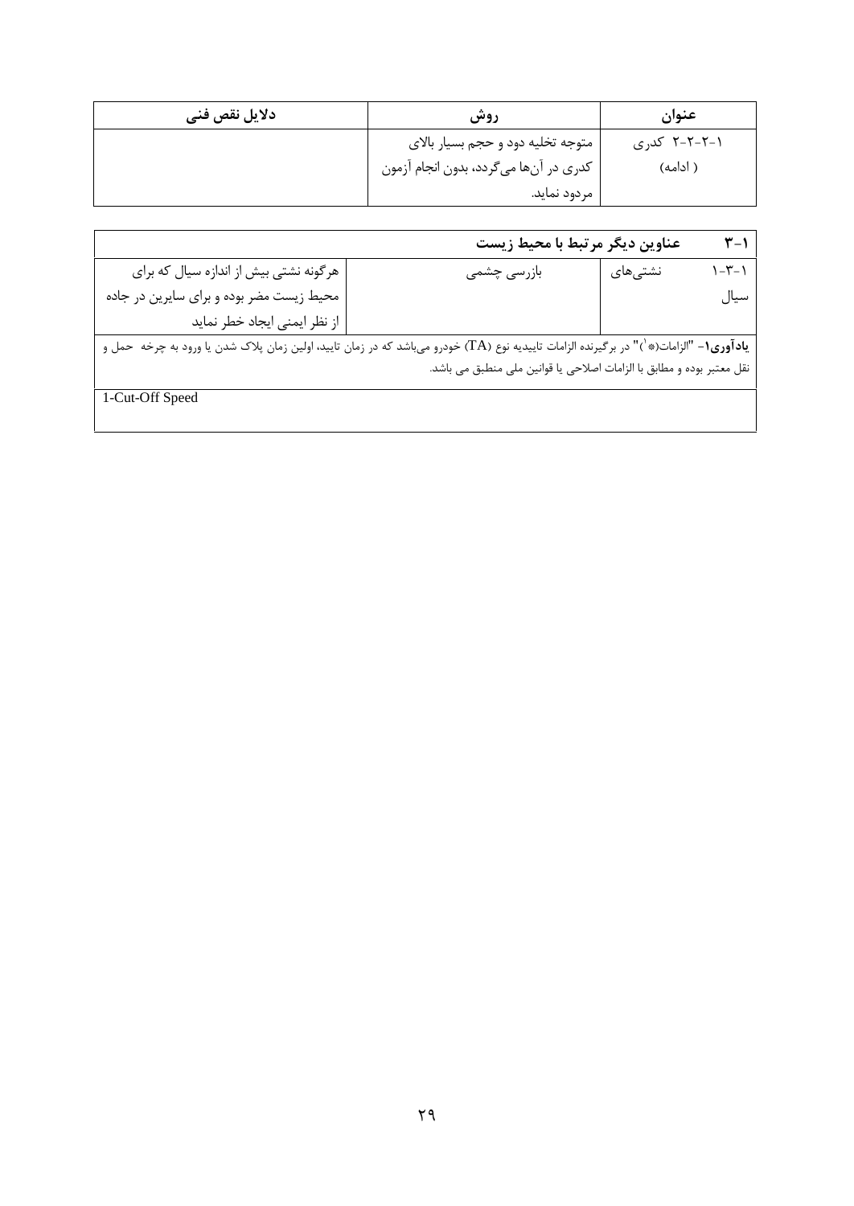| عنوان | روش | دلایل نقص فنی |
| --- | --- | --- |
| ۱-۲-۲-۲ کدری (ادامه) | متوجه تخلیه دود و حجم بسیار بالای کدری در آن‌ها می‌گردد، بدون انجام آزمون مردود نماید. | |

| ۱-۳ عناوین دیگر مرتبط با محیط زیست | | |
| --- | --- | --- |
| ۱-۳-۱ نشتی‌های سیال | بازرسی چشمی | هرگونه نشتی بیش از اندازه سیال که برای محیط زیست مضر بوده و برای سایرین در جاده از نظر ایمنی ایجاد خطر نماید |

**یادآوری۱**- "الزامات(*[1])" در برگیرنده الزامات تاییدیه نوع (TA) خودرو می‌باشد که در زمان تایید، اولین زمان پلاک شدن یا ورود به چرخه حمل و نقل معتبر بوده و مطابق با الزامات اصلاحی یا قوانین ملی منطبق می باشد.

1-Cut-Off Speed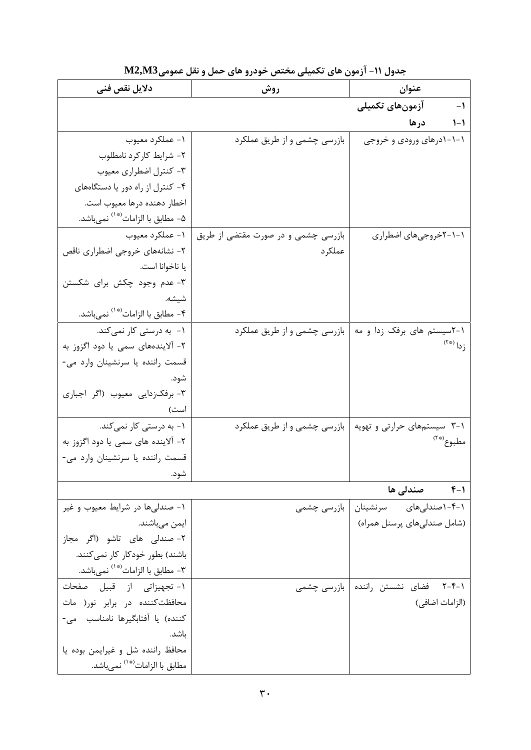**جدول ۱۱- آزمون های تکمیلی مختص خودرو های حمل و نقل عمومی M2,M3**

| عنوان | روش | دلایل نقص فنی |
|---|---|---|
| **۱- آزمون‌های تکمیلی** | | |
| **۱-۱ درها** | | |
| ۱-۱-۱درهای ورودی و خروجی | بازرسی چشمی و از طریق عملکرد | ۱- عملکرد معیوب<br>۲- شرایط کارکرد نامطلوب<br>۳- کنترل اضطراری معیوب<br>۴- کنترل از راه دور یا دستگاه‌های اخطار دهنده درها معیوب است.<br>۵- مطابق با الزامات(*۱) نمی‌باشد. |
| ۱-۱-۲خروجی‌های اضطراری | بازرسی چشمی و در صورت مقتضی از طریق عملکرد | ۱- عملکرد معیوب<br>۲- نشانه‌های خروجی اضطراری ناقص یا ناخوانا است.<br>۳- عدم وجود چکش برای شکستن شیشه.<br>۴- مطابق با الزامات(*۱) نمی‌باشد. |
| ۱-۲سیستم های برفک زدا و مه زدا(*۲) | بازرسی چشمی و از طریق عملکرد | ۱- به درستی کار نمی‌کند.<br>۲- آلاینده‌های سمی یا دود اگزوز به قسمت راننده یا سرنشینان وارد می‌شود.<br>۳- برفک‌زدایی معیوب (اگر اجباری است) |
| ۱-۳ سیستم‌های حرارتی و تهویه مطبوع(*۲) | بازرسی چشمی و از طریق عملکرد | ۱- به درستی کار نمی‌کند.<br>۲- آلاینده های سمی یا دود اگزوز به قسمت راننده یا سرنشینان وارد می‌شود. |
| **۱-۴ صندلی ها** | | |
| ۱-۴-۱صندلی‌های سرنشینان (شامل صندلی‌های پرسنل همراه) | بازرسی چشمی | ۱- صندلی‌ها در شرایط معیوب و غیر ایمن می‌باشند.<br>۲- صندلی های تاشو (اگر مجاز باشند) بطور خودکار کار نمی‌کنند.<br>۳- مطابق با الزامات(*۱) نمی‌باشد. |
| ۱-۴-۲ فضای نشستن راننده (الزامات اضافی) | بازرسی چشمی | ۱- تجهیزاتی از قبیل صفحات محافظت‌کننده در برابر نور( مات کننده) یا آفتابگیرها نامناسب می‌باشد.<br>محافظ راننده شل و غیرایمن بوده یا مطابق با الزامات(*۱) نمی‌باشد. |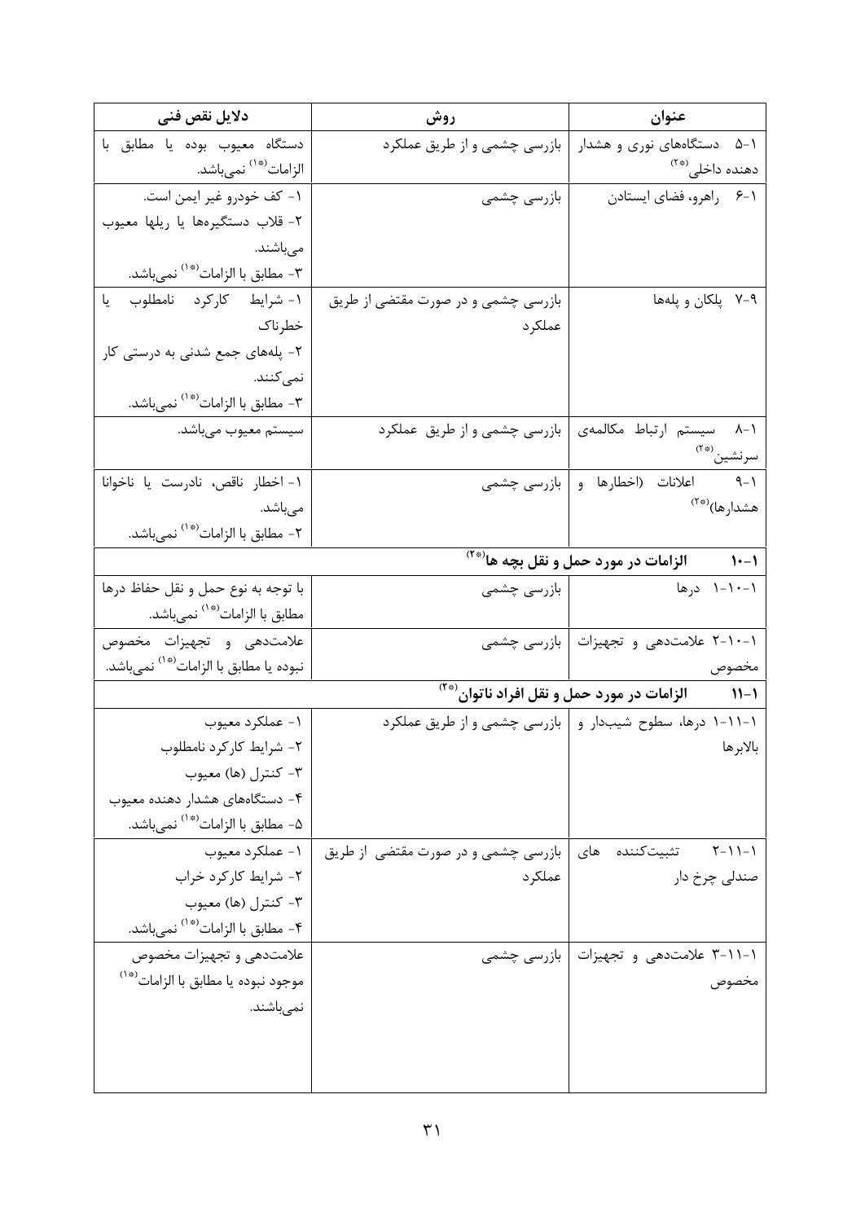| عنوان | روش | دلایل نقص فنی |
| --- | --- | --- |
| ۱-۵ دستگاه‌های نوری و هشدار دهنده داخلی(*۲) | بازرسی چشمی و از طریق عملکرد | دستگاه معیوب بوده یا مطابق با الزامات(*۱) نمی‌باشد. |
| ۱-۶ راهرو، فضای ایستادن | بازرسی چشمی | ۱- کف خودرو غیر ایمن است. ۲- قلاب دستگیره‌ها یا ریلها معیوب می‌باشند. ۳- مطابق با الزامات(*۱) نمی‌باشد. |
| ۱-۷ پلکان و پله‌ها | بازرسی چشمی و در صورت مقتضی از طریق عملکرد | ۱- شرایط کارکرد نامطلوب یا خطرناک ۲- پله‌های جمع شدنی به درستی کار نمی‌کنند. ۳- مطابق با الزامات(*۱) نمی‌باشد. |
| ۱-۸ سیستم ارتباط مکالمه‌ی سرنشین(*۲) | بازرسی چشمی و از طریق عملکرد | سیستم معیوب می‌باشد. |
| ۱-۹ اعلانات (اخطارها و هشدارها)(*۲) | بازرسی چشمی | ۱- اخطار ناقص، نادرست یا ناخوانا می‌باشد. ۲- مطابق با الزامات(*۱) نمی‌باشد. |
| **۱-۱۰ الزامات در مورد حمل و نقل بچه ها(*۲)** | | |
| ۱-۱۰-۱ درها | بازرسی چشمی | با توجه به نوع حمل و نقل حفاظ درها مطابق با الزامات(*۱) نمی‌باشد. |
| ۱-۱۰-۲ علامت‌دهی و تجهیزات مخصوص | بازرسی چشمی | علامت‌دهی و تجهیزات مخصوص نبوده یا مطابق با الزامات(*۱) نمی‌باشد. |
| **۱-۱۱ الزامات در مورد حمل و نقل افراد ناتوان(*۲)** | | |
| ۱-۱۱-۱ درها، سطوح شیب‌دار و بالابرها | بازرسی چشمی و از طریق عملکرد | ۱- عملکرد معیوب ۲- شرایط کارکرد نامطلوب ۳- کنترل (ها) معیوب ۴- دستگاه‌های هشدار دهنده معیوب ۵- مطابق با الزامات(*۱) نمی‌باشد. |
| ۱-۱۱-۲ تثبیت‌کننده های صندلی چرخ دار | بازرسی چشمی و در صورت مقتضی از طریق عملکرد | ۱- عملکرد معیوب ۲- شرایط کارکرد خراب ۳- کنترل (ها) معیوب ۴- مطابق با الزامات(*۱) نمی‌باشد. |
| ۱-۱۱-۳ علامت‌دهی و تجهیزات مخصوص | بازرسی چشمی | علامت‌دهی و تجهیزات مخصوص موجود نبوده یا مطابق با الزامات(*۱) نمی‌باشند. |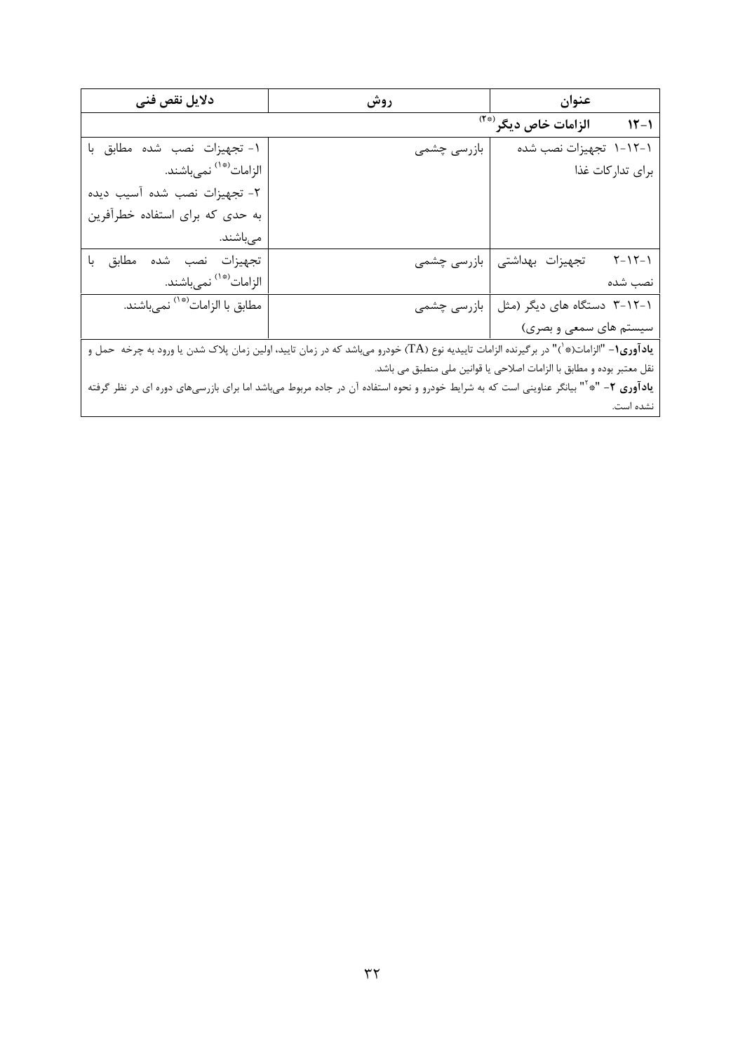| عنوان | روش | دلایل نقص فنی |
|---|---|---|
| **۱-۱۲ الزامات خاص دیگر[*۲]** | | |
| ۱-۱۲-۱ تجهیزات نصب شده برای تدارکات غذا | بازرسی چشمی | ۱- تجهیزات نصب شده مطابق با الزامات[*۱] نمی‌باشند. ۲- تجهیزات نصب شده آسیب دیده به حدی که برای استفاده خطرآفرین می‌باشند. |
| ۱-۱۲-۲ تجهیزات بهداشتی نصب شده | بازرسی چشمی | تجهیزات نصب شده مطابق با الزامات[*۱] نمی‌باشند. |
| ۱-۱۲-۳ دستگاه های دیگر (مثل سیستم های سمعی و بصری) | بازرسی چشمی | مطابق با الزامات[*۱] نمی‌باشند. |

**یادآوری۱-** "الزامات(*۱)" در برگیرنده الزامات تاییدیه نوع (TA) خودرو می‌باشد که در زمان تایید، اولین زمان پلاک شدن یا ورود به چرخه حمل و نقل معتبر بوده و مطابق با الزامات اصلاحی یا قوانین ملی منطبق می باشد.

**یادآوری ۲-** "*۲" بیانگر عناوینی است که به شرایط خودرو و نحوه استفاده آن در جاده مربوط می‌باشد اما برای بازرسی‌های دوره ای در نظر گرفته نشده است.